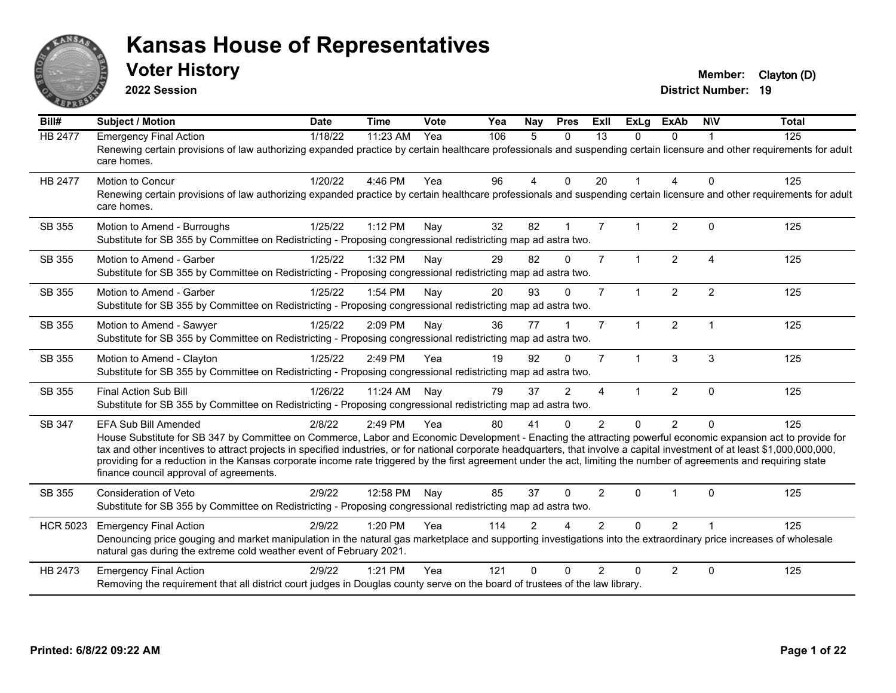# Kansas House of Representatives

## Voter History

**2022 Session**

**Member:** Clayton (D)
**District Number:** 19

| Bill# | Subject / Motion | Date | Time | Vote | Yea | Nay | Pres | ExII | ExLg | ExAb | N\V | Total |
|---|---|---|---|---|---|---|---|---|---|---|---|---|
| HB 2477 | Emergency Final Action | 1/18/22 | 11:23 AM | Yea | 106 | 5 | 0 | 13 | 0 | 0 | 1 | 125 |
| | Renewing certain provisions of law authorizing expanded practice by certain healthcare professionals and suspending certain licensure and other requirements for adult care homes. | | | | | | | | | | | |
| HB 2477 | Motion to Concur | 1/20/22 | 4:46 PM | Yea | 96 | 4 | 0 | 20 | 1 | 4 | 0 | 125 |
| | Renewing certain provisions of law authorizing expanded practice by certain healthcare professionals and suspending certain licensure and other requirements for adult care homes. | | | | | | | | | | | |
| SB 355 | Motion to Amend - Burroughs | 1/25/22 | 1:12 PM | Nay | 32 | 82 | 1 | 7 | 1 | 2 | 0 | 125 |
| | Substitute for SB 355 by Committee on Redistricting - Proposing congressional redistricting map ad astra two. | | | | | | | | | | | |
| SB 355 | Motion to Amend - Garber | 1/25/22 | 1:32 PM | Nay | 29 | 82 | 0 | 7 | 1 | 2 | 4 | 125 |
| | Substitute for SB 355 by Committee on Redistricting - Proposing congressional redistricting map ad astra two. | | | | | | | | | | | |
| SB 355 | Motion to Amend - Garber | 1/25/22 | 1:54 PM | Nay | 20 | 93 | 0 | 7 | 1 | 2 | 2 | 125 |
| | Substitute for SB 355 by Committee on Redistricting - Proposing congressional redistricting map ad astra two. | | | | | | | | | | | |
| SB 355 | Motion to Amend - Sawyer | 1/25/22 | 2:09 PM | Nay | 36 | 77 | 1 | 7 | 1 | 2 | 1 | 125 |
| | Substitute for SB 355 by Committee on Redistricting - Proposing congressional redistricting map ad astra two. | | | | | | | | | | | |
| SB 355 | Motion to Amend - Clayton | 1/25/22 | 2:49 PM | Yea | 19 | 92 | 0 | 7 | 1 | 3 | 3 | 125 |
| | Substitute for SB 355 by Committee on Redistricting - Proposing congressional redistricting map ad astra two. | | | | | | | | | | | |
| SB 355 | Final Action Sub Bill | 1/26/22 | 11:24 AM | Nay | 79 | 37 | 2 | 4 | 1 | 2 | 0 | 125 |
| | Substitute for SB 355 by Committee on Redistricting - Proposing congressional redistricting map ad astra two. | | | | | | | | | | | |
| SB 347 | EFA Sub Bill Amended | 2/8/22 | 2:49 PM | Yea | 80 | 41 | 0 | 2 | 0 | 2 | 0 | 125 |
| | House Substitute for SB 347 by Committee on Commerce, Labor and Economic Development - Enacting the attracting powerful economic expansion act to provide for tax and other incentives to attract projects in specified industries, or for national corporate headquarters, that involve a capital investment of at least $1,000,000,000, providing for a reduction in the Kansas corporate income rate triggered by the first agreement under the act, limiting the number of agreements and requiring state finance council approval of agreements. | | | | | | | | | | | |
| SB 355 | Consideration of Veto | 2/9/22 | 12:58 PM | Nay | 85 | 37 | 0 | 2 | 0 | 1 | 0 | 125 |
| | Substitute for SB 355 by Committee on Redistricting - Proposing congressional redistricting map ad astra two. | | | | | | | | | | | |
| HCR 5023 | Emergency Final Action | 2/9/22 | 1:20 PM | Yea | 114 | 2 | 4 | 2 | 0 | 2 | 1 | 125 |
| | Denouncing price gouging and market manipulation in the natural gas marketplace and supporting investigations into the extraordinary price increases of wholesale natural gas during the extreme cold weather event of February 2021. | | | | | | | | | | | |
| HB 2473 | Emergency Final Action | 2/9/22 | 1:21 PM | Yea | 121 | 0 | 0 | 2 | 0 | 2 | 0 | 125 |
| | Removing the requirement that all district court judges in Douglas county serve on the board of trustees of the law library. | | | | | | | | | | | |

**Printed: 6/8/22 09:22 AM**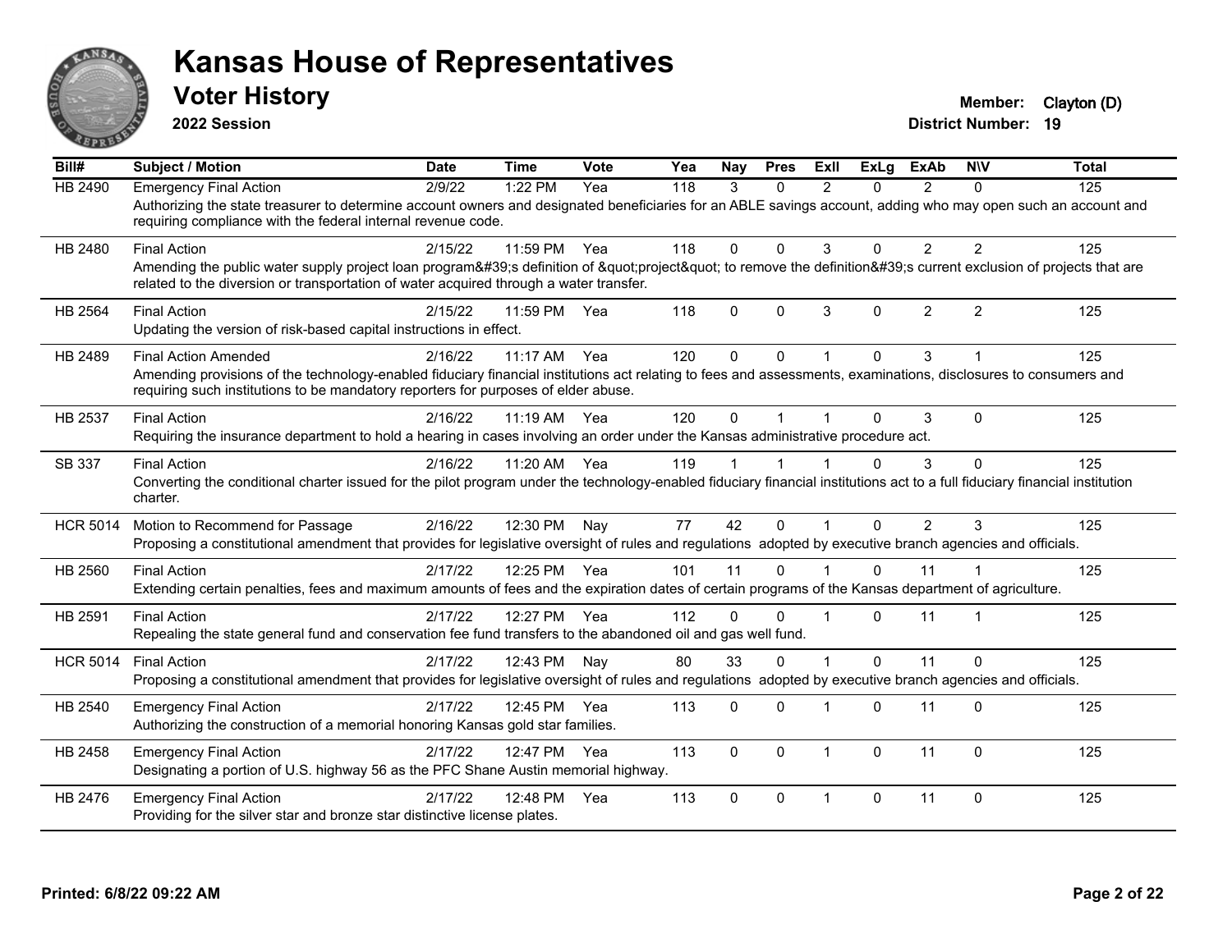# Kansas House of Representatives

## Voter History

**2022 Session**

**Member:** Clayton (D)
**District Number:** 19

| Bill# | Subject / Motion | Date | Time | Vote | Yea | Nay | Pres | ExII | ExLg | ExAb | N\V | Total |
|---|---|---|---|---|---|---|---|---|---|---|---|---|
| HB 2490 | Emergency Final Action | 2/9/22 | 1:22 PM | Yea | 118 | 3 | 0 | 2 | 0 | 2 | 0 | 125 |
| | Authorizing the state treasurer to determine account owners and designated beneficiaries for an ABLE savings account, adding who may open such an account and requiring compliance with the federal internal revenue code. | | | | | | | | | | | |
| HB 2480 | Final Action | 2/15/22 | 11:59 PM | Yea | 118 | 0 | 0 | 3 | 0 | 2 | 2 | 125 |
| | Amending the public water supply project loan program&#39;s definition of &quot;project&quot; to remove the definition&#39;s current exclusion of projects that are related to the diversion or transportation of water acquired through a water transfer. | | | | | | | | | | | |
| HB 2564 | Final Action | 2/15/22 | 11:59 PM | Yea | 118 | 0 | 0 | 3 | 0 | 2 | 2 | 125 |
| | Updating the version of risk-based capital instructions in effect. | | | | | | | | | | | |
| HB 2489 | Final Action Amended | 2/16/22 | 11:17 AM | Yea | 120 | 0 | 0 | 1 | 0 | 3 | 1 | 125 |
| | Amending provisions of the technology-enabled fiduciary financial institutions act relating to fees and assessments, examinations, disclosures to consumers and requiring such institutions to be mandatory reporters for purposes of elder abuse. | | | | | | | | | | | |
| HB 2537 | Final Action | 2/16/22 | 11:19 AM | Yea | 120 | 0 | 1 | 1 | 0 | 3 | 0 | 125 |
| | Requiring the insurance department to hold a hearing in cases involving an order under the Kansas administrative procedure act. | | | | | | | | | | | |
| SB 337 | Final Action | 2/16/22 | 11:20 AM | Yea | 119 | 1 | 1 | 1 | 0 | 3 | 0 | 125 |
| | Converting the conditional charter issued for the pilot program under the technology-enabled fiduciary financial institutions act to a full fiduciary financial institution charter. | | | | | | | | | | | |
| HCR 5014 | Motion to Recommend for Passage | 2/16/22 | 12:30 PM | Nay | 77 | 42 | 0 | 1 | 0 | 2 | 3 | 125 |
| | Proposing a constitutional amendment that provides for legislative oversight of rules and regulations adopted by executive branch agencies and officials. | | | | | | | | | | | |
| HB 2560 | Final Action | 2/17/22 | 12:25 PM | Yea | 101 | 11 | 0 | 1 | 0 | 11 | 1 | 125 |
| | Extending certain penalties, fees and maximum amounts of fees and the expiration dates of certain programs of the Kansas department of agriculture. | | | | | | | | | | | |
| HB 2591 | Final Action | 2/17/22 | 12:27 PM | Yea | 112 | 0 | 0 | 1 | 0 | 11 | 1 | 125 |
| | Repealing the state general fund and conservation fee fund transfers to the abandoned oil and gas well fund. | | | | | | | | | | | |
| HCR 5014 | Final Action | 2/17/22 | 12:43 PM | Nay | 80 | 33 | 0 | 1 | 0 | 11 | 0 | 125 |
| | Proposing a constitutional amendment that provides for legislative oversight of rules and regulations adopted by executive branch agencies and officials. | | | | | | | | | | | |
| HB 2540 | Emergency Final Action | 2/17/22 | 12:45 PM | Yea | 113 | 0 | 0 | 1 | 0 | 11 | 0 | 125 |
| | Authorizing the construction of a memorial honoring Kansas gold star families. | | | | | | | | | | | |
| HB 2458 | Emergency Final Action | 2/17/22 | 12:47 PM | Yea | 113 | 0 | 0 | 1 | 0 | 11 | 0 | 125 |
| | Designating a portion of U.S. highway 56 as the PFC Shane Austin memorial highway. | | | | | | | | | | | |
| HB 2476 | Emergency Final Action | 2/17/22 | 12:48 PM | Yea | 113 | 0 | 0 | 1 | 0 | 11 | 0 | 125 |
| | Providing for the silver star and bronze star distinctive license plates. | | | | | | | | | | | |

**Printed: 6/8/22 09:22 AM**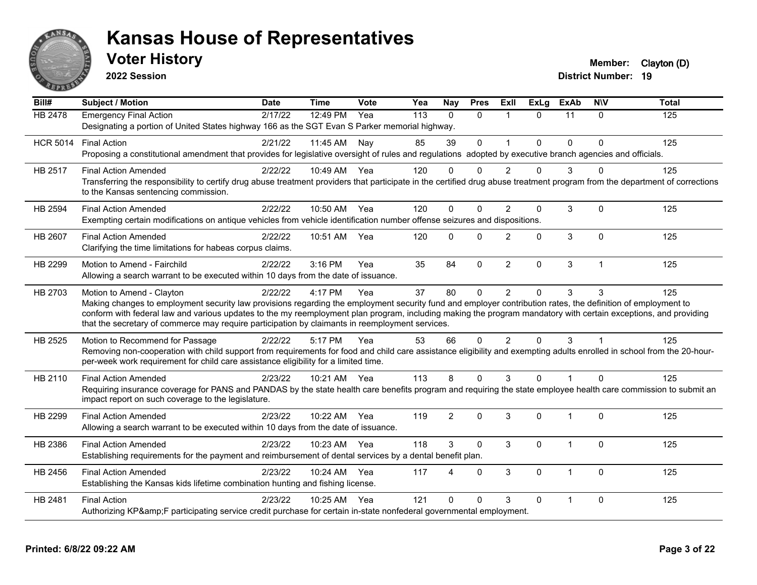# Kansas House of Representatives

## Voter History

**2022 Session**

**Member:** Clayton (D)
**District Number:** 19

| Bill# | Subject / Motion | Date | Time | Vote | Yea | Nay | Pres | ExII | ExLg | ExAb | N\V | Total |
|---|---|---|---|---|---|---|---|---|---|---|---|---|
| HB 2478 | Emergency Final Action | 2/17/22 | 12:49 PM | Yea | 113 | 0 | 0 | 1 | 0 | 11 | 0 | 125 |
| | Designating a portion of United States highway 166 as the SGT Evan S Parker memorial highway. | | | | | | | | | | | |
| HCR 5014 | Final Action | 2/21/22 | 11:45 AM | Nay | 85 | 39 | 0 | 1 | 0 | 0 | 0 | 125 |
| | Proposing a constitutional amendment that provides for legislative oversight of rules and regulations adopted by executive branch agencies and officials. | | | | | | | | | | | |
| HB 2517 | Final Action Amended | 2/22/22 | 10:49 AM | Yea | 120 | 0 | 0 | 2 | 0 | 3 | 0 | 125 |
| | Transferring the responsibility to certify drug abuse treatment providers that participate in the certified drug abuse treatment program from the department of corrections to the Kansas sentencing commission. | | | | | | | | | | | |
| HB 2594 | Final Action Amended | 2/22/22 | 10:50 AM | Yea | 120 | 0 | 0 | 2 | 0 | 3 | 0 | 125 |
| | Exempting certain modifications on antique vehicles from vehicle identification number offense seizures and dispositions. | | | | | | | | | | | |
| HB 2607 | Final Action Amended | 2/22/22 | 10:51 AM | Yea | 120 | 0 | 0 | 2 | 0 | 3 | 0 | 125 |
| | Clarifying the time limitations for habeas corpus claims. | | | | | | | | | | | |
| HB 2299 | Motion to Amend - Fairchild | 2/22/22 | 3:16 PM | Yea | 35 | 84 | 0 | 2 | 0 | 3 | 1 | 125 |
| | Allowing a search warrant to be executed within 10 days from the date of issuance. | | | | | | | | | | | |
| HB 2703 | Motion to Amend - Clayton | 2/22/22 | 4:17 PM | Yea | 37 | 80 | 0 | 2 | 0 | 3 | 3 | 125 |
| | Making changes to employment security law provisions regarding the employment security fund and employer contribution rates, the definition of employment to conform with federal law and various updates to the my reemployment plan program, including making the program mandatory with certain exceptions, and providing that the secretary of commerce may require participation by claimants in reemployment services. | | | | | | | | | | | |
| HB 2525 | Motion to Recommend for Passage | 2/22/22 | 5:17 PM | Yea | 53 | 66 | 0 | 2 | 0 | 3 | 1 | 125 |
| | Removing non-cooperation with child support from requirements for food and child care assistance eligibility and exempting adults enrolled in school from the 20-hour-per-week work requirement for child care assistance eligibility for a limited time. | | | | | | | | | | | |
| HB 2110 | Final Action Amended | 2/23/22 | 10:21 AM | Yea | 113 | 8 | 0 | 3 | 0 | 1 | 0 | 125 |
| | Requiring insurance coverage for PANS and PANDAS by the state health care benefits program and requiring the state employee health care commission to submit an impact report on such coverage to the legislature. | | | | | | | | | | | |
| HB 2299 | Final Action Amended | 2/23/22 | 10:22 AM | Yea | 119 | 2 | 0 | 3 | 0 | 1 | 0 | 125 |
| | Allowing a search warrant to be executed within 10 days from the date of issuance. | | | | | | | | | | | |
| HB 2386 | Final Action Amended | 2/23/22 | 10:23 AM | Yea | 118 | 3 | 0 | 3 | 0 | 1 | 0 | 125 |
| | Establishing requirements for the payment and reimbursement of dental services by a dental benefit plan. | | | | | | | | | | | |
| HB 2456 | Final Action Amended | 2/23/22 | 10:24 AM | Yea | 117 | 4 | 0 | 3 | 0 | 1 | 0 | 125 |
| | Establishing the Kansas kids lifetime combination hunting and fishing license. | | | | | | | | | | | |
| HB 2481 | Final Action | 2/23/22 | 10:25 AM | Yea | 121 | 0 | 0 | 3 | 0 | 1 | 0 | 125 |
| | Authorizing KP&amp;F participating service credit purchase for certain in-state nonfederal governmental employment. | | | | | | | | | | | |

**Printed: 6/8/22 09:22 AM**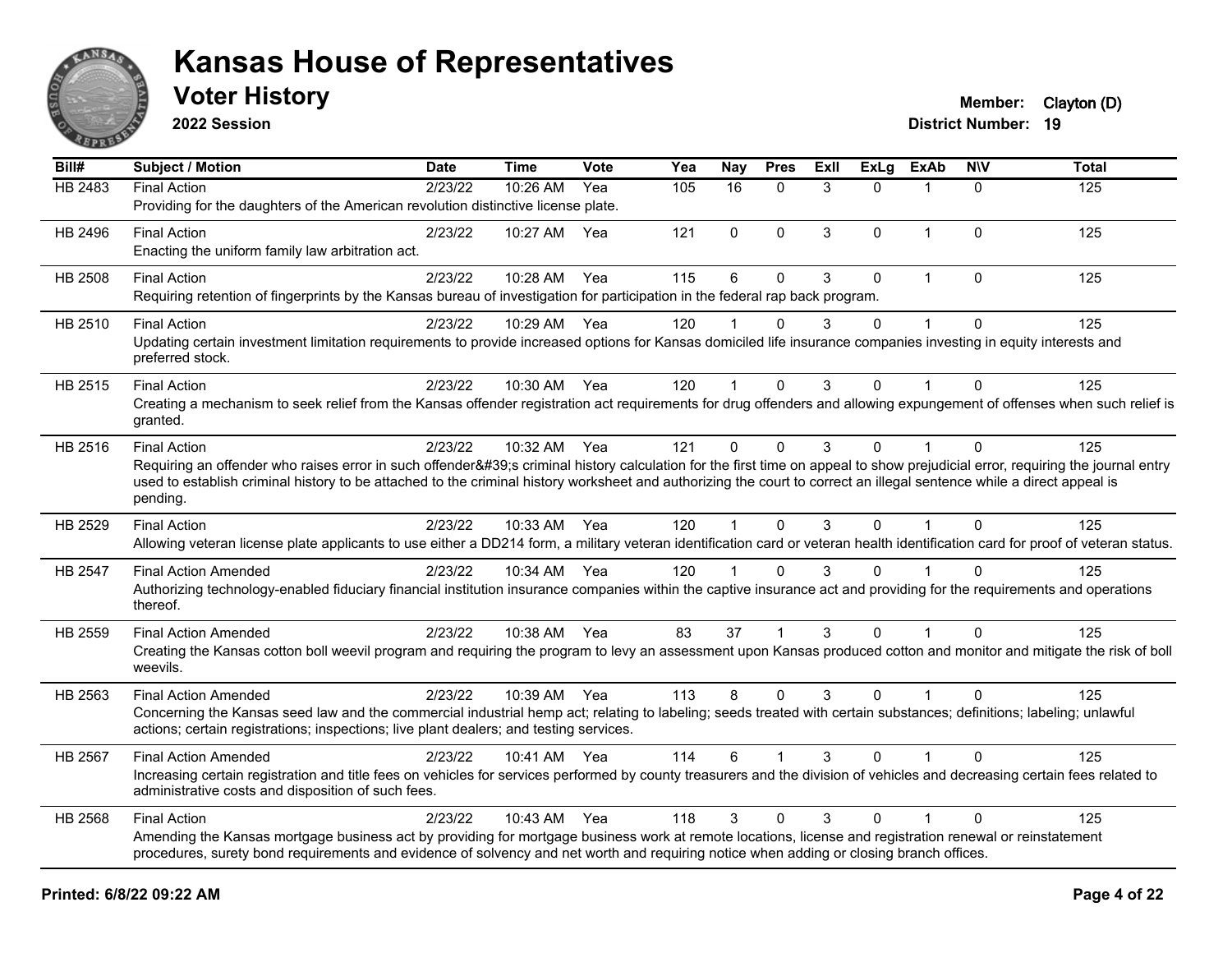# Kansas House of Representatives

## Voter History

**2022 Session**

**Member:** Clayton (D)
**District Number:** 19

| Bill# | Subject / Motion | Date | Time | Vote | Yea | Nay | Pres | ExII | ExLg | ExAb | N\V | Total |
|---|---|---|---|---|---|---|---|---|---|---|---|---|
| HB 2483 | Final Action | 2/23/22 | 10:26 AM | Yea | 105 | 16 | 0 | 3 | 0 | 1 | 0 | 125 |
| | Providing for the daughters of the American revolution distinctive license plate. | | | | | | | | | | | |
| HB 2496 | Final Action | 2/23/22 | 10:27 AM | Yea | 121 | 0 | 0 | 3 | 0 | 1 | 0 | 125 |
| | Enacting the uniform family law arbitration act. | | | | | | | | | | | |
| HB 2508 | Final Action | 2/23/22 | 10:28 AM | Yea | 115 | 6 | 0 | 3 | 0 | 1 | 0 | 125 |
| | Requiring retention of fingerprints by the Kansas bureau of investigation for participation in the federal rap back program. | | | | | | | | | | | |
| HB 2510 | Final Action | 2/23/22 | 10:29 AM | Yea | 120 | 1 | 0 | 3 | 0 | 1 | 0 | 125 |
| | Updating certain investment limitation requirements to provide increased options for Kansas domiciled life insurance companies investing in equity interests and preferred stock. | | | | | | | | | | | |
| HB 2515 | Final Action | 2/23/22 | 10:30 AM | Yea | 120 | 1 | 0 | 3 | 0 | 1 | 0 | 125 |
| | Creating a mechanism to seek relief from the Kansas offender registration act requirements for drug offenders and allowing expungement of offenses when such relief is granted. | | | | | | | | | | | |
| HB 2516 | Final Action | 2/23/22 | 10:32 AM | Yea | 121 | 0 | 0 | 3 | 0 | 1 | 0 | 125 |
| | Requiring an offender who raises error in such offender&#39;s criminal history calculation for the first time on appeal to show prejudicial error, requiring the journal entry used to establish criminal history to be attached to the criminal history worksheet and authorizing the court to correct an illegal sentence while a direct appeal is pending. | | | | | | | | | | | |
| HB 2529 | Final Action | 2/23/22 | 10:33 AM | Yea | 120 | 1 | 0 | 3 | 0 | 1 | 0 | 125 |
| | Allowing veteran license plate applicants to use either a DD214 form, a military veteran identification card or veteran health identification card for proof of veteran status. | | | | | | | | | | | |
| HB 2547 | Final Action Amended | 2/23/22 | 10:34 AM | Yea | 120 | 1 | 0 | 3 | 0 | 1 | 0 | 125 |
| | Authorizing technology-enabled fiduciary financial institution insurance companies within the captive insurance act and providing for the requirements and operations thereof. | | | | | | | | | | | |
| HB 2559 | Final Action Amended | 2/23/22 | 10:38 AM | Yea | 83 | 37 | 1 | 3 | 0 | 1 | 0 | 125 |
| | Creating the Kansas cotton boll weevil program and requiring the program to levy an assessment upon Kansas produced cotton and monitor and mitigate the risk of boll weevils. | | | | | | | | | | | |
| HB 2563 | Final Action Amended | 2/23/22 | 10:39 AM | Yea | 113 | 8 | 0 | 3 | 0 | 1 | 0 | 125 |
| | Concerning the Kansas seed law and the commercial industrial hemp act; relating to labeling; seeds treated with certain substances; definitions; labeling; unlawful actions; certain registrations; inspections; live plant dealers; and testing services. | | | | | | | | | | | |
| HB 2567 | Final Action Amended | 2/23/22 | 10:41 AM | Yea | 114 | 6 | 1 | 3 | 0 | 1 | 0 | 125 |
| | Increasing certain registration and title fees on vehicles for services performed by county treasurers and the division of vehicles and decreasing certain fees related to administrative costs and disposition of such fees. | | | | | | | | | | | |
| HB 2568 | Final Action | 2/23/22 | 10:43 AM | Yea | 118 | 3 | 0 | 3 | 0 | 1 | 0 | 125 |
| | Amending the Kansas mortgage business act by providing for mortgage business work at remote locations, license and registration renewal or reinstatement procedures, surety bond requirements and evidence of solvency and net worth and requiring notice when adding or closing branch offices. | | | | | | | | | | | |

**Printed: 6/8/22 09:22 AM**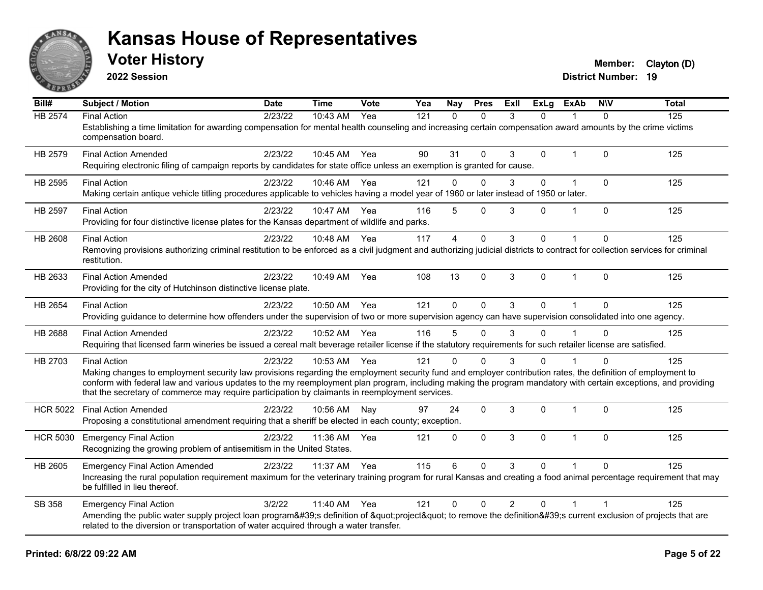# Kansas House of Representatives

## Voter History

**2022 Session**

**Member:** Clayton (D)
**District Number:** 19

| Bill# | Subject / Motion | Date | Time | Vote | Yea | Nay | Pres | ExII | ExLg | ExAb | N\V | Total |
|---|---|---|---|---|---|---|---|---|---|---|---|---|
| HB 2574 | Final Action | 2/23/22 | 10:43 AM | Yea | 121 | 0 | 0 | 3 | 0 | 1 | 0 | 125 |
| | Establishing a time limitation for awarding compensation for mental health counseling and increasing certain compensation award amounts by the crime victims compensation board. | | | | | | | | | | | |
| HB 2579 | Final Action Amended | 2/23/22 | 10:45 AM | Yea | 90 | 31 | 0 | 3 | 0 | 1 | 0 | 125 |
| | Requiring electronic filing of campaign reports by candidates for state office unless an exemption is granted for cause. | | | | | | | | | | | |
| HB 2595 | Final Action | 2/23/22 | 10:46 AM | Yea | 121 | 0 | 0 | 3 | 0 | 1 | 0 | 125 |
| | Making certain antique vehicle titling procedures applicable to vehicles having a model year of 1960 or later instead of 1950 or later. | | | | | | | | | | | |
| HB 2597 | Final Action | 2/23/22 | 10:47 AM | Yea | 116 | 5 | 0 | 3 | 0 | 1 | 0 | 125 |
| | Providing for four distinctive license plates for the Kansas department of wildlife and parks. | | | | | | | | | | | |
| HB 2608 | Final Action | 2/23/22 | 10:48 AM | Yea | 117 | 4 | 0 | 3 | 0 | 1 | 0 | 125 |
| | Removing provisions authorizing criminal restitution to be enforced as a civil judgment and authorizing judicial districts to contract for collection services for criminal restitution. | | | | | | | | | | | |
| HB 2633 | Final Action Amended | 2/23/22 | 10:49 AM | Yea | 108 | 13 | 0 | 3 | 0 | 1 | 0 | 125 |
| | Providing for the city of Hutchinson distinctive license plate. | | | | | | | | | | | |
| HB 2654 | Final Action | 2/23/22 | 10:50 AM | Yea | 121 | 0 | 0 | 3 | 0 | 1 | 0 | 125 |
| | Providing guidance to determine how offenders under the supervision of two or more supervision agency can have supervision consolidated into one agency. | | | | | | | | | | | |
| HB 2688 | Final Action Amended | 2/23/22 | 10:52 AM | Yea | 116 | 5 | 0 | 3 | 0 | 1 | 0 | 125 |
| | Requiring that licensed farm wineries be issued a cereal malt beverage retailer license if the statutory requirements for such retailer license are satisfied. | | | | | | | | | | | |
| HB 2703 | Final Action | 2/23/22 | 10:53 AM | Yea | 121 | 0 | 0 | 3 | 0 | 1 | 0 | 125 |
| | Making changes to employment security law provisions regarding the employment security fund and employer contribution rates, the definition of employment to conform with federal law and various updates to the my reemployment plan program, including making the program mandatory with certain exceptions, and providing that the secretary of commerce may require participation by claimants in reemployment services. | | | | | | | | | | | |
| HCR 5022 | Final Action Amended | 2/23/22 | 10:56 AM | Nay | 97 | 24 | 0 | 3 | 0 | 1 | 0 | 125 |
| | Proposing a constitutional amendment requiring that a sheriff be elected in each county; exception. | | | | | | | | | | | |
| HCR 5030 | Emergency Final Action | 2/23/22 | 11:36 AM | Yea | 121 | 0 | 0 | 3 | 0 | 1 | 0 | 125 |
| | Recognizing the growing problem of antisemitism in the United States. | | | | | | | | | | | |
| HB 2605 | Emergency Final Action Amended | 2/23/22 | 11:37 AM | Yea | 115 | 6 | 0 | 3 | 0 | 1 | 0 | 125 |
| | Increasing the rural population requirement maximum for the veterinary training program for rural Kansas and creating a food animal percentage requirement that may be fulfilled in lieu thereof. | | | | | | | | | | | |
| SB 358 | Emergency Final Action | 3/2/22 | 11:40 AM | Yea | 121 | 0 | 0 | 2 | 0 | 1 | 1 | 125 |
| | Amending the public water supply project loan program&#39;s definition of &quot;project&quot; to remove the definition&#39;s current exclusion of projects that are related to the diversion or transportation of water acquired through a water transfer. | | | | | | | | | | | |

**Printed: 6/8/22 09:22 AM**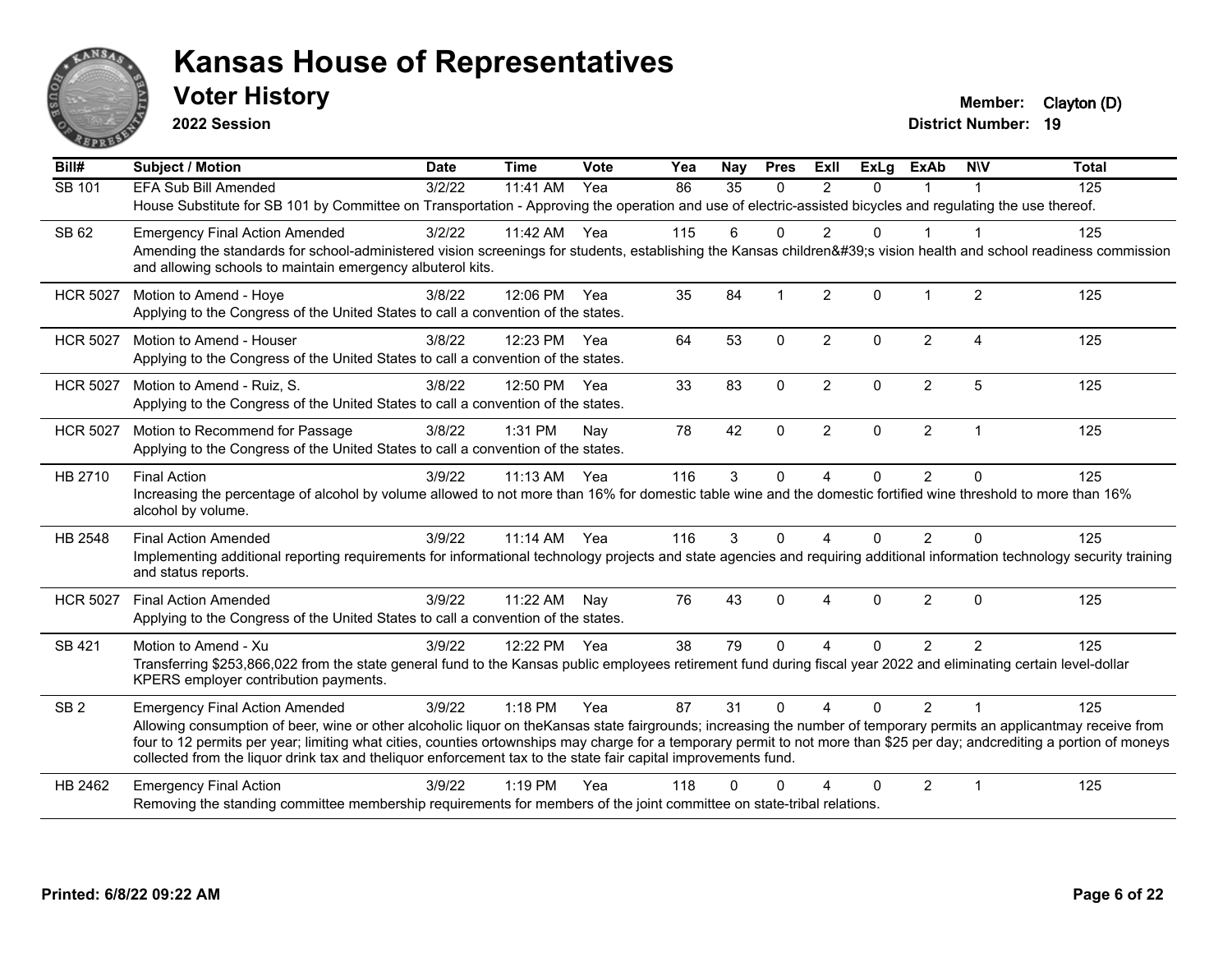# Kansas House of Representatives

## Voter History

**2022 Session**

**Member:** Clayton (D)
**District Number:** 19

| Bill# | Subject / Motion | Date | Time | Vote | Yea | Nay | Pres | ExII | ExLg | ExAb | N\V | Total |
|---|---|---|---|---|---|---|---|---|---|---|---|---|
| SB 101 | EFA Sub Bill Amended | 3/2/22 | 11:41 AM | Yea | 86 | 35 | 0 | 2 | 0 | 1 | 1 | 125 |
| | House Substitute for SB 101 by Committee on Transportation - Approving the operation and use of electric-assisted bicycles and regulating the use thereof. | | | | | | | | | | | |
| SB 62 | Emergency Final Action Amended | 3/2/22 | 11:42 AM | Yea | 115 | 6 | 0 | 2 | 0 | 1 | 1 | 125 |
| | Amending the standards for school-administered vision screenings for students, establishing the Kansas children&#39;s vision health and school readiness commission and allowing schools to maintain emergency albuterol kits. | | | | | | | | | | | |
| HCR 5027 | Motion to Amend - Hoye | 3/8/22 | 12:06 PM | Yea | 35 | 84 | 1 | 2 | 0 | 1 | 2 | 125 |
| | Applying to the Congress of the United States to call a convention of the states. | | | | | | | | | | | |
| HCR 5027 | Motion to Amend - Houser | 3/8/22 | 12:23 PM | Yea | 64 | 53 | 0 | 2 | 0 | 2 | 4 | 125 |
| | Applying to the Congress of the United States to call a convention of the states. | | | | | | | | | | | |
| HCR 5027 | Motion to Amend - Ruiz, S. | 3/8/22 | 12:50 PM | Yea | 33 | 83 | 0 | 2 | 0 | 2 | 5 | 125 |
| | Applying to the Congress of the United States to call a convention of the states. | | | | | | | | | | | |
| HCR 5027 | Motion to Recommend for Passage | 3/8/22 | 1:31 PM | Nay | 78 | 42 | 0 | 2 | 0 | 2 | 1 | 125 |
| | Applying to the Congress of the United States to call a convention of the states. | | | | | | | | | | | |
| HB 2710 | Final Action | 3/9/22 | 11:13 AM | Yea | 116 | 3 | 0 | 4 | 0 | 2 | 0 | 125 |
| | Increasing the percentage of alcohol by volume allowed to not more than 16% for domestic table wine and the domestic fortified wine threshold to more than 16% alcohol by volume. | | | | | | | | | | | |
| HB 2548 | Final Action Amended | 3/9/22 | 11:14 AM | Yea | 116 | 3 | 0 | 4 | 0 | 2 | 0 | 125 |
| | Implementing additional reporting requirements for informational technology projects and state agencies and requiring additional information technology security training and status reports. | | | | | | | | | | | |
| HCR 5027 | Final Action Amended | 3/9/22 | 11:22 AM | Nay | 76 | 43 | 0 | 4 | 0 | 2 | 0 | 125 |
| | Applying to the Congress of the United States to call a convention of the states. | | | | | | | | | | | |
| SB 421 | Motion to Amend - Xu | 3/9/22 | 12:22 PM | Yea | 38 | 79 | 0 | 4 | 0 | 2 | 2 | 125 |
| | Transferring $253,866,022 from the state general fund to the Kansas public employees retirement fund during fiscal year 2022 and eliminating certain level-dollar KPERS employer contribution payments. | | | | | | | | | | | |
| SB 2 | Emergency Final Action Amended | 3/9/22 | 1:18 PM | Yea | 87 | 31 | 0 | 4 | 0 | 2 | 1 | 125 |
| | Allowing consumption of beer, wine or other alcoholic liquor on theKansas state fairgrounds; increasing the number of temporary permits an applicantmay receive from four to 12 permits per year; limiting what cities, counties ortownships may charge for a temporary permit to not more than $25 per day; andcrediting a portion of moneys collected from the liquor drink tax and theliquor enforcement tax to the state fair capital improvements fund. | | | | | | | | | | | |
| HB 2462 | Emergency Final Action | 3/9/22 | 1:19 PM | Yea | 118 | 0 | 0 | 4 | 0 | 2 | 1 | 125 |
| | Removing the standing committee membership requirements for members of the joint committee on state-tribal relations. | | | | | | | | | | | |

Printed: 6/8/22 09:22 AM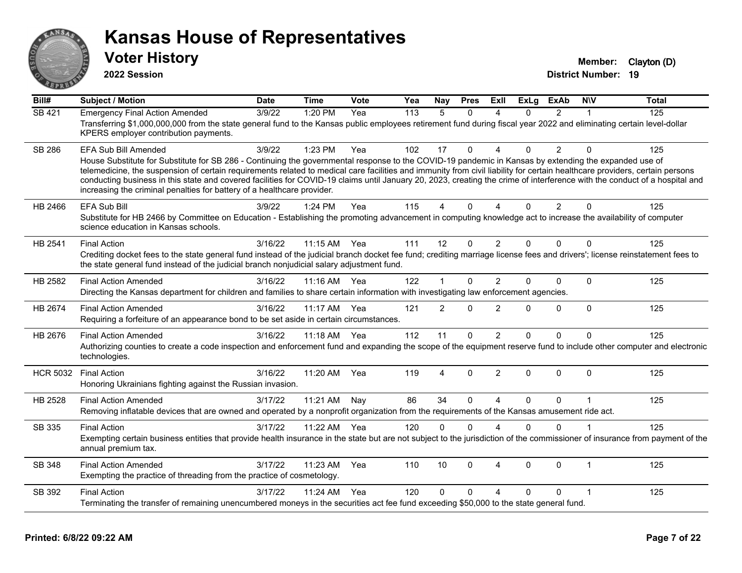# Kansas House of Representatives

## Voter History

**2022 Session**

**Member:** Clayton (D)
**District Number:** 19

| Bill# | Subject / Motion | Date | Time | Vote | Yea | Nay | Pres | ExII | ExLg | ExAb | N\V | Total |
|---|---|---|---|---|---|---|---|---|---|---|---|---|
| SB 421 | Emergency Final Action Amended | 3/9/22 | 1:20 PM | Yea | 113 | 5 | 0 | 4 | 0 | 2 | 1 | 125 |
| | Transferring $1,000,000,000 from the state general fund to the Kansas public employees retirement fund during fiscal year 2022 and eliminating certain level-dollar KPERS employer contribution payments. | | | | | | | | | | | |
| SB 286 | EFA Sub Bill Amended | 3/9/22 | 1:23 PM | Yea | 102 | 17 | 0 | 4 | 0 | 2 | 0 | 125 |
| | House Substitute for Substitute for SB 286 - Continuing the governmental response to the COVID-19 pandemic in Kansas by extending the expanded use of telemedicine, the suspension of certain requirements related to medical care facilities and immunity from civil liability for certain healthcare providers, certain persons conducting business in this state and covered facilities for COVID-19 claims until January 20, 2023, creating the crime of interference with the conduct of a hospital and increasing the criminal penalties for battery of a healthcare provider. | | | | | | | | | | | |
| HB 2466 | EFA Sub Bill | 3/9/22 | 1:24 PM | Yea | 115 | 4 | 0 | 4 | 0 | 2 | 0 | 125 |
| | Substitute for HB 2466 by Committee on Education - Establishing the promoting advancement in computing knowledge act to increase the availability of computer science education in Kansas schools. | | | | | | | | | | | |
| HB 2541 | Final Action | 3/16/22 | 11:15 AM | Yea | 111 | 12 | 0 | 2 | 0 | 0 | 0 | 125 |
| | Crediting docket fees to the state general fund instead of the judicial branch docket fee fund; crediting marriage license fees and drivers'; license reinstatement fees to the state general fund instead of the judicial branch nonjudicial salary adjustment fund. | | | | | | | | | | | |
| HB 2582 | Final Action Amended | 3/16/22 | 11:16 AM | Yea | 122 | 1 | 0 | 2 | 0 | 0 | 0 | 125 |
| | Directing the Kansas department for children and families to share certain information with investigating law enforcement agencies. | | | | | | | | | | | |
| HB 2674 | Final Action Amended | 3/16/22 | 11:17 AM | Yea | 121 | 2 | 0 | 2 | 0 | 0 | 0 | 125 |
| | Requiring a forfeiture of an appearance bond to be set aside in certain circumstances. | | | | | | | | | | | |
| HB 2676 | Final Action Amended | 3/16/22 | 11:18 AM | Yea | 112 | 11 | 0 | 2 | 0 | 0 | 0 | 125 |
| | Authorizing counties to create a code inspection and enforcement fund and expanding the scope of the equipment reserve fund to include other computer and electronic technologies. | | | | | | | | | | | |
| HCR 5032 | Final Action | 3/16/22 | 11:20 AM | Yea | 119 | 4 | 0 | 2 | 0 | 0 | 0 | 125 |
| | Honoring Ukrainians fighting against the Russian invasion. | | | | | | | | | | | |
| HB 2528 | Final Action Amended | 3/17/22 | 11:21 AM | Nay | 86 | 34 | 0 | 4 | 0 | 0 | 1 | 125 |
| | Removing inflatable devices that are owned and operated by a nonprofit organization from the requirements of the Kansas amusement ride act. | | | | | | | | | | | |
| SB 335 | Final Action | 3/17/22 | 11:22 AM | Yea | 120 | 0 | 0 | 4 | 0 | 0 | 1 | 125 |
| | Exempting certain business entities that provide health insurance in the state but are not subject to the jurisdiction of the commissioner of insurance from payment of the annual premium tax. | | | | | | | | | | | |
| SB 348 | Final Action Amended | 3/17/22 | 11:23 AM | Yea | 110 | 10 | 0 | 4 | 0 | 0 | 1 | 125 |
| | Exempting the practice of threading from the practice of cosmetology. | | | | | | | | | | | |
| SB 392 | Final Action | 3/17/22 | 11:24 AM | Yea | 120 | 0 | 0 | 4 | 0 | 0 | 1 | 125 |
| | Terminating the transfer of remaining unencumbered moneys in the securities act fee fund exceeding $50,000 to the state general fund. | | | | | | | | | | | |

**Printed: 6/8/22 09:22 AM**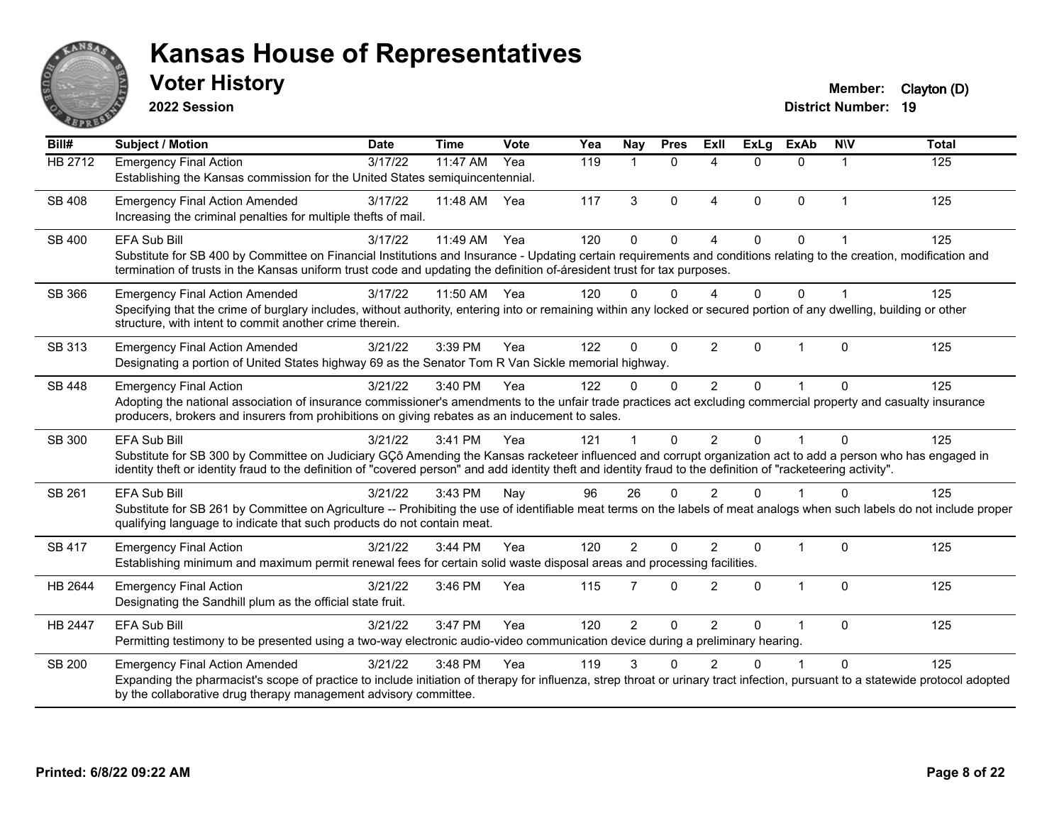# Kansas House of Representatives

## Voter History

**2022 Session**

**Member:** Clayton (D)
**District Number:** 19

| Bill# | Subject / Motion | Date | Time | Vote | Yea | Nay | Pres | ExII | ExLg | ExAb | N\V | Total |
|---|---|---|---|---|---|---|---|---|---|---|---|---|
| HB 2712 | Emergency Final Action | 3/17/22 | 11:47 AM | Yea | 119 | 1 | 0 | 4 | 0 | 0 | 1 | 125 |
| | Establishing the Kansas commission for the United States semiquincentennial. | | | | | | | | | | | |
| SB 408 | Emergency Final Action Amended | 3/17/22 | 11:48 AM | Yea | 117 | 3 | 0 | 4 | 0 | 0 | 1 | 125 |
| | Increasing the criminal penalties for multiple thefts of mail. | | | | | | | | | | | |
| SB 400 | EFA Sub Bill | 3/17/22 | 11:49 AM | Yea | 120 | 0 | 0 | 4 | 0 | 0 | 1 | 125 |
| | Substitute for SB 400 by Committee on Financial Institutions and Insurance - Updating certain requirements and conditions relating to the creation, modification and termination of trusts in the Kansas uniform trust code and updating the definition of-áresident trust for tax purposes. | | | | | | | | | | | |
| SB 366 | Emergency Final Action Amended | 3/17/22 | 11:50 AM | Yea | 120 | 0 | 0 | 4 | 0 | 0 | 1 | 125 |
| | Specifying that the crime of burglary includes, without authority, entering into or remaining within any locked or secured portion of any dwelling, building or other structure, with intent to commit another crime therein. | | | | | | | | | | | |
| SB 313 | Emergency Final Action Amended | 3/21/22 | 3:39 PM | Yea | 122 | 0 | 0 | 2 | 0 | 1 | 0 | 125 |
| | Designating a portion of United States highway 69 as the Senator Tom R Van Sickle memorial highway. | | | | | | | | | | | |
| SB 448 | Emergency Final Action | 3/21/22 | 3:40 PM | Yea | 122 | 0 | 0 | 2 | 0 | 1 | 0 | 125 |
| | Adopting the national association of insurance commissioner's amendments to the unfair trade practices act excluding commercial property and casualty insurance producers, brokers and insurers from prohibitions on giving rebates as an inducement to sales. | | | | | | | | | | | |
| SB 300 | EFA Sub Bill | 3/21/22 | 3:41 PM | Yea | 121 | 1 | 0 | 2 | 0 | 1 | 0 | 125 |
| | Substitute for SB 300 by Committee on Judiciary GÇô Amending the Kansas racketeer influenced and corrupt organization act to add a person who has engaged in identity theft or identity fraud to the definition of "covered person" and add identity theft and identity fraud to the definition of "racketeering activity". | | | | | | | | | | | |
| SB 261 | EFA Sub Bill | 3/21/22 | 3:43 PM | Nay | 96 | 26 | 0 | 2 | 0 | 1 | 0 | 125 |
| | Substitute for SB 261 by Committee on Agriculture -- Prohibiting the use of identifiable meat terms on the labels of meat analogs when such labels do not include proper qualifying language to indicate that such products do not contain meat. | | | | | | | | | | | |
| SB 417 | Emergency Final Action | 3/21/22 | 3:44 PM | Yea | 120 | 2 | 0 | 2 | 0 | 1 | 0 | 125 |
| | Establishing minimum and maximum permit renewal fees for certain solid waste disposal areas and processing facilities. | | | | | | | | | | | |
| HB 2644 | Emergency Final Action | 3/21/22 | 3:46 PM | Yea | 115 | 7 | 0 | 2 | 0 | 1 | 0 | 125 |
| | Designating the Sandhill plum as the official state fruit. | | | | | | | | | | | |
| HB 2447 | EFA Sub Bill | 3/21/22 | 3:47 PM | Yea | 120 | 2 | 0 | 2 | 0 | 1 | 0 | 125 |
| | Permitting testimony to be presented using a two-way electronic audio-video communication device during a preliminary hearing. | | | | | | | | | | | |
| SB 200 | Emergency Final Action Amended | 3/21/22 | 3:48 PM | Yea | 119 | 3 | 0 | 2 | 0 | 1 | 0 | 125 |
| | Expanding the pharmacist's scope of practice to include initiation of therapy for influenza, strep throat or urinary tract infection, pursuant to a statewide protocol adopted by the collaborative drug therapy management advisory committee. | | | | | | | | | | | |

**Printed: 6/8/22 09:22 AM**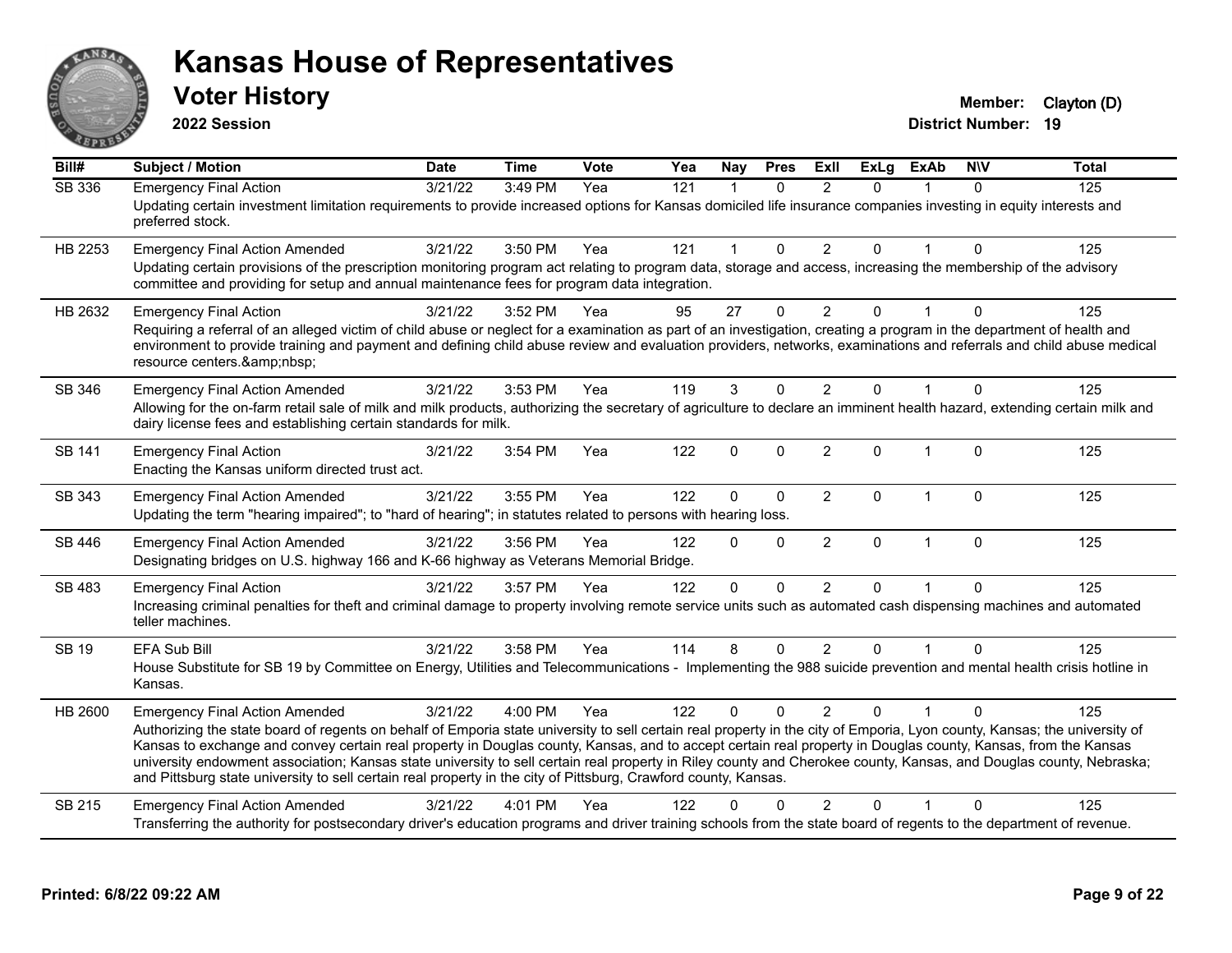# Kansas House of Representatives

## Voter History

**2022 Session**

**Member:** Clayton (D)
**District Number:** 19

| Bill# | Subject / Motion | Date | Time | Vote | Yea | Nay | Pres | ExII | ExLg | ExAb | N\V | Total |
|---|---|---|---|---|---|---|---|---|---|---|---|---|
| SB 336 | Emergency Final Action | 3/21/22 | 3:49 PM | Yea | 121 | 1 | 0 | 2 | 0 | 1 | 0 | 125 |
| | Updating certain investment limitation requirements to provide increased options for Kansas domiciled life insurance companies investing in equity interests and preferred stock. | | | | | | | | | | | |
| HB 2253 | Emergency Final Action Amended | 3/21/22 | 3:50 PM | Yea | 121 | 1 | 0 | 2 | 0 | 1 | 0 | 125 |
| | Updating certain provisions of the prescription monitoring program act relating to program data, storage and access, increasing the membership of the advisory committee and providing for setup and annual maintenance fees for program data integration. | | | | | | | | | | | |
| HB 2632 | Emergency Final Action | 3/21/22 | 3:52 PM | Yea | 95 | 27 | 0 | 2 | 0 | 1 | 0 | 125 |
| | Requiring a referral of an alleged victim of child abuse or neglect for a examination as part of an investigation, creating a program in the department of health and environment to provide training and payment and defining child abuse review and evaluation providers, networks, examinations and referrals and child abuse medical resource centers.&amp;nbsp; | | | | | | | | | | | |
| SB 346 | Emergency Final Action Amended | 3/21/22 | 3:53 PM | Yea | 119 | 3 | 0 | 2 | 0 | 1 | 0 | 125 |
| | Allowing for the on-farm retail sale of milk and milk products, authorizing the secretary of agriculture to declare an imminent health hazard, extending certain milk and dairy license fees and establishing certain standards for milk. | | | | | | | | | | | |
| SB 141 | Emergency Final Action | 3/21/22 | 3:54 PM | Yea | 122 | 0 | 0 | 2 | 0 | 1 | 0 | 125 |
| | Enacting the Kansas uniform directed trust act. | | | | | | | | | | | |
| SB 343 | Emergency Final Action Amended | 3/21/22 | 3:55 PM | Yea | 122 | 0 | 0 | 2 | 0 | 1 | 0 | 125 |
| | Updating the term "hearing impaired"; to "hard of hearing"; in statutes related to persons with hearing loss. | | | | | | | | | | | |
| SB 446 | Emergency Final Action Amended | 3/21/22 | 3:56 PM | Yea | 122 | 0 | 0 | 2 | 0 | 1 | 0 | 125 |
| | Designating bridges on U.S. highway 166 and K-66 highway as Veterans Memorial Bridge. | | | | | | | | | | | |
| SB 483 | Emergency Final Action | 3/21/22 | 3:57 PM | Yea | 122 | 0 | 0 | 2 | 0 | 1 | 0 | 125 |
| | Increasing criminal penalties for theft and criminal damage to property involving remote service units such as automated cash dispensing machines and automated teller machines. | | | | | | | | | | | |
| SB 19 | EFA Sub Bill | 3/21/22 | 3:58 PM | Yea | 114 | 8 | 0 | 2 | 0 | 1 | 0 | 125 |
| | House Substitute for SB 19 by Committee on Energy, Utilities and Telecommunications - Implementing the 988 suicide prevention and mental health crisis hotline in Kansas. | | | | | | | | | | | |
| HB 2600 | Emergency Final Action Amended | 3/21/22 | 4:00 PM | Yea | 122 | 0 | 0 | 2 | 0 | 1 | 0 | 125 |
| | Authorizing the state board of regents on behalf of Emporia state university to sell certain real property in the city of Emporia, Lyon county, Kansas; the university of Kansas to exchange and convey certain real property in Douglas county, Kansas, and to accept certain real property in Douglas county, Kansas, from the Kansas university endowment association; Kansas state university to sell certain real property in Riley county and Cherokee county, Kansas, and Douglas county, Nebraska; and Pittsburg state university to sell certain real property in the city of Pittsburg, Crawford county, Kansas. | | | | | | | | | | | |
| SB 215 | Emergency Final Action Amended | 3/21/22 | 4:01 PM | Yea | 122 | 0 | 0 | 2 | 0 | 1 | 0 | 125 |
| | Transferring the authority for postsecondary driver's education programs and driver training schools from the state board of regents to the department of revenue. | | | | | | | | | | | |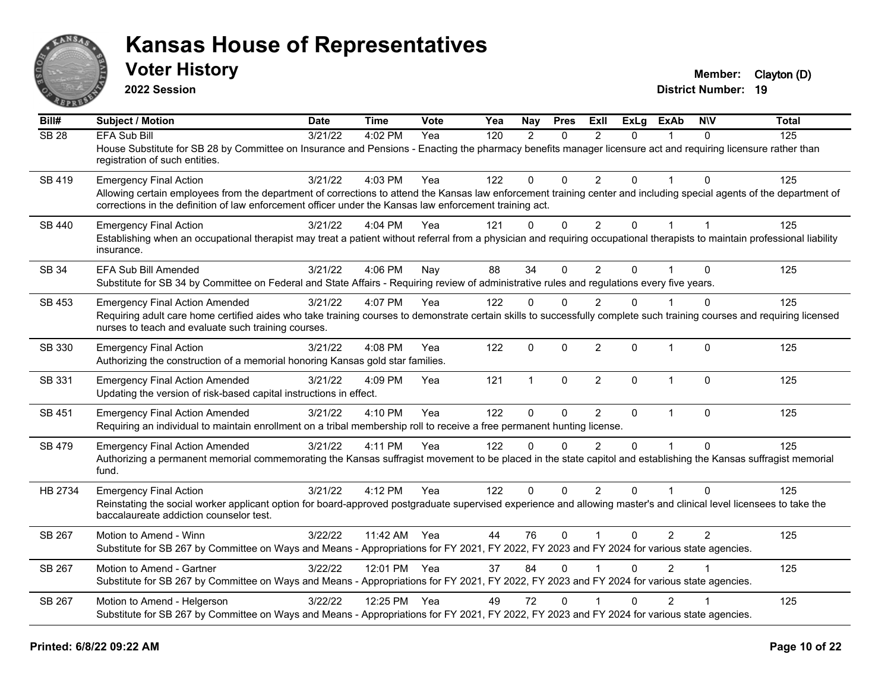# Kansas House of Representatives

## Voter History

**2022 Session**

**Member:** Clayton (D)
**District Number:** 19

| Bill# | Subject / Motion | Date | Time | Vote | Yea | Nay | Pres | ExII | ExLg | ExAb | N\V | Total |
|---|---|---|---|---|---|---|---|---|---|---|---|---|
| SB 28 | EFA Sub Bill | 3/21/22 | 4:02 PM | Yea | 120 | 2 | 0 | 2 | 0 | 1 | 0 | 125 |
| | House Substitute for SB 28 by Committee on Insurance and Pensions - Enacting the pharmacy benefits manager licensure act and requiring licensure rather than registration of such entities. | | | | | | | | | | | |
| SB 419 | Emergency Final Action | 3/21/22 | 4:03 PM | Yea | 122 | 0 | 0 | 2 | 0 | 1 | 0 | 125 |
| | Allowing certain employees from the department of corrections to attend the Kansas law enforcement training center and including special agents of the department of corrections in the definition of law enforcement officer under the Kansas law enforcement training act. | | | | | | | | | | | |
| SB 440 | Emergency Final Action | 3/21/22 | 4:04 PM | Yea | 121 | 0 | 0 | 2 | 0 | 1 | 1 | 125 |
| | Establishing when an occupational therapist may treat a patient without referral from a physician and requiring occupational therapists to maintain professional liability insurance. | | | | | | | | | | | |
| SB 34 | EFA Sub Bill Amended | 3/21/22 | 4:06 PM | Nay | 88 | 34 | 0 | 2 | 0 | 1 | 0 | 125 |
| | Substitute for SB 34 by Committee on Federal and State Affairs - Requiring review of administrative rules and regulations every five years. | | | | | | | | | | | |
| SB 453 | Emergency Final Action Amended | 3/21/22 | 4:07 PM | Yea | 122 | 0 | 0 | 2 | 0 | 1 | 0 | 125 |
| | Requiring adult care home certified aides who take training courses to demonstrate certain skills to successfully complete such training courses and requiring licensed nurses to teach and evaluate such training courses. | | | | | | | | | | | |
| SB 330 | Emergency Final Action | 3/21/22 | 4:08 PM | Yea | 122 | 0 | 0 | 2 | 0 | 1 | 0 | 125 |
| | Authorizing the construction of a memorial honoring Kansas gold star families. | | | | | | | | | | | |
| SB 331 | Emergency Final Action Amended | 3/21/22 | 4:09 PM | Yea | 121 | 1 | 0 | 2 | 0 | 1 | 0 | 125 |
| | Updating the version of risk-based capital instructions in effect. | | | | | | | | | | | |
| SB 451 | Emergency Final Action Amended | 3/21/22 | 4:10 PM | Yea | 122 | 0 | 0 | 2 | 0 | 1 | 0 | 125 |
| | Requiring an individual to maintain enrollment on a tribal membership roll to receive a free permanent hunting license. | | | | | | | | | | | |
| SB 479 | Emergency Final Action Amended | 3/21/22 | 4:11 PM | Yea | 122 | 0 | 0 | 2 | 0 | 1 | 0 | 125 |
| | Authorizing a permanent memorial commemorating the Kansas suffragist movement to be placed in the state capitol and establishing the Kansas suffragist memorial fund. | | | | | | | | | | | |
| HB 2734 | Emergency Final Action | 3/21/22 | 4:12 PM | Yea | 122 | 0 | 0 | 2 | 0 | 1 | 0 | 125 |
| | Reinstating the social worker applicant option for board-approved postgraduate supervised experience and allowing master's and clinical level licensees to take the baccalaureate addiction counselor test. | | | | | | | | | | | |
| SB 267 | Motion to Amend - Winn | 3/22/22 | 11:42 AM | Yea | 44 | 76 | 0 | 1 | 0 | 2 | 2 | 125 |
| | Substitute for SB 267 by Committee on Ways and Means - Appropriations for FY 2021, FY 2022, FY 2023 and FY 2024 for various state agencies. | | | | | | | | | | | |
| SB 267 | Motion to Amend - Gartner | 3/22/22 | 12:01 PM | Yea | 37 | 84 | 0 | 1 | 0 | 2 | 1 | 125 |
| | Substitute for SB 267 by Committee on Ways and Means - Appropriations for FY 2021, FY 2022, FY 2023 and FY 2024 for various state agencies. | | | | | | | | | | | |
| SB 267 | Motion to Amend - Helgerson | 3/22/22 | 12:25 PM | Yea | 49 | 72 | 0 | 1 | 0 | 2 | 1 | 125 |
| | Substitute for SB 267 by Committee on Ways and Means - Appropriations for FY 2021, FY 2022, FY 2023 and FY 2024 for various state agencies. | | | | | | | | | | | |

**Printed: 6/8/22 09:22 AM**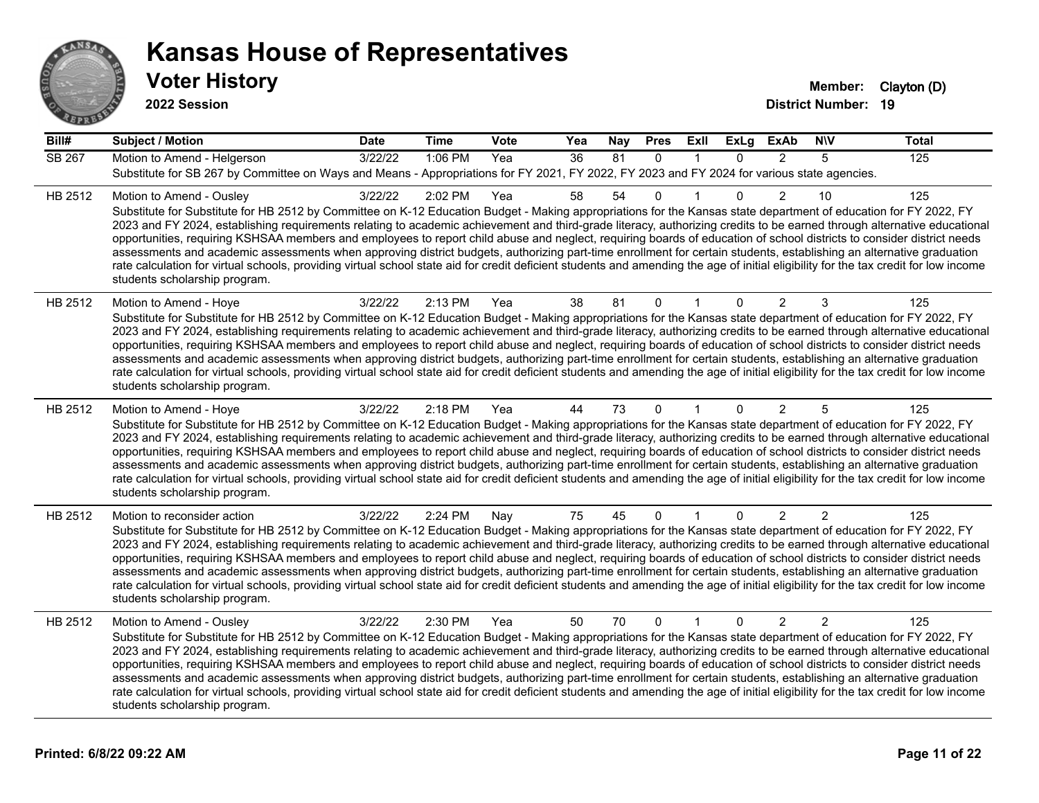# Kansas House of Representatives

## Voter History

**2022 Session**

**Member:** Clayton (D)
**District Number:** 19

| Bill# | Subject / Motion | Date | Time | Vote | Yea | Nay | Pres | ExII | ExLg | ExAb | N\V | Total |
|---|---|---|---|---|---|---|---|---|---|---|---|---|
| SB 267 | Motion to Amend - Helgerson | 3/22/22 | 1:06 PM | Yea | 36 | 81 | 0 | 1 | 0 | 2 | 5 | 125 |
| | Substitute for SB 267 by Committee on Ways and Means - Appropriations for FY 2021, FY 2022, FY 2023 and FY 2024 for various state agencies. | | | | | | | | | | | |
| HB 2512 | Motion to Amend - Ousley | 3/22/22 | 2:02 PM | Yea | 58 | 54 | 0 | 1 | 0 | 2 | 10 | 125 |
| | Substitute for Substitute for HB 2512 by Committee on K-12 Education Budget - Making appropriations for the Kansas state department of education for FY 2022, FY 2023 and FY 2024, establishing requirements relating to academic achievement and third-grade literacy, authorizing credits to be earned through alternative educational opportunities, requiring KSHSAA members and employees to report child abuse and neglect, requiring boards of education of school districts to consider district needs assessments and academic assessments when approving district budgets, authorizing part-time enrollment for certain students, establishing an alternative graduation rate calculation for virtual schools, providing virtual school state aid for credit deficient students and amending the age of initial eligibility for the tax credit for low income students scholarship program. | | | | | | | | | | | |
| HB 2512 | Motion to Amend - Hoye | 3/22/22 | 2:13 PM | Yea | 38 | 81 | 0 | 1 | 0 | 2 | 3 | 125 |
| | Substitute for Substitute for HB 2512 by Committee on K-12 Education Budget - Making appropriations for the Kansas state department of education for FY 2022, FY 2023 and FY 2024, establishing requirements relating to academic achievement and third-grade literacy, authorizing credits to be earned through alternative educational opportunities, requiring KSHSAA members and employees to report child abuse and neglect, requiring boards of education of school districts to consider district needs assessments and academic assessments when approving district budgets, authorizing part-time enrollment for certain students, establishing an alternative graduation rate calculation for virtual schools, providing virtual school state aid for credit deficient students and amending the age of initial eligibility for the tax credit for low income students scholarship program. | | | | | | | | | | | |
| HB 2512 | Motion to Amend - Hoye | 3/22/22 | 2:18 PM | Yea | 44 | 73 | 0 | 1 | 0 | 2 | 5 | 125 |
| | Substitute for Substitute for HB 2512 by Committee on K-12 Education Budget - Making appropriations for the Kansas state department of education for FY 2022, FY 2023 and FY 2024, establishing requirements relating to academic achievement and third-grade literacy, authorizing credits to be earned through alternative educational opportunities, requiring KSHSAA members and employees to report child abuse and neglect, requiring boards of education of school districts to consider district needs assessments and academic assessments when approving district budgets, authorizing part-time enrollment for certain students, establishing an alternative graduation rate calculation for virtual schools, providing virtual school state aid for credit deficient students and amending the age of initial eligibility for the tax credit for low income students scholarship program. | | | | | | | | | | | |
| HB 2512 | Motion to reconsider action | 3/22/22 | 2:24 PM | Nay | 75 | 45 | 0 | 1 | 0 | 2 | 2 | 125 |
| | Substitute for Substitute for HB 2512 by Committee on K-12 Education Budget - Making appropriations for the Kansas state department of education for FY 2022, FY 2023 and FY 2024, establishing requirements relating to academic achievement and third-grade literacy, authorizing credits to be earned through alternative educational opportunities, requiring KSHSAA members and employees to report child abuse and neglect, requiring boards of education of school districts to consider district needs assessments and academic assessments when approving district budgets, authorizing part-time enrollment for certain students, establishing an alternative graduation rate calculation for virtual schools, providing virtual school state aid for credit deficient students and amending the age of initial eligibility for the tax credit for low income students scholarship program. | | | | | | | | | | | |
| HB 2512 | Motion to Amend - Ousley | 3/22/22 | 2:30 PM | Yea | 50 | 70 | 0 | 1 | 0 | 2 | 2 | 125 |
| | Substitute for Substitute for HB 2512 by Committee on K-12 Education Budget - Making appropriations for the Kansas state department of education for FY 2022, FY 2023 and FY 2024, establishing requirements relating to academic achievement and third-grade literacy, authorizing credits to be earned through alternative educational opportunities, requiring KSHSAA members and employees to report child abuse and neglect, requiring boards of education of school districts to consider district needs assessments and academic assessments when approving district budgets, authorizing part-time enrollment for certain students, establishing an alternative graduation rate calculation for virtual schools, providing virtual school state aid for credit deficient students and amending the age of initial eligibility for the tax credit for low income students scholarship program. | | | | | | | | | | | |

**Printed: 6/8/22 09:22 AM**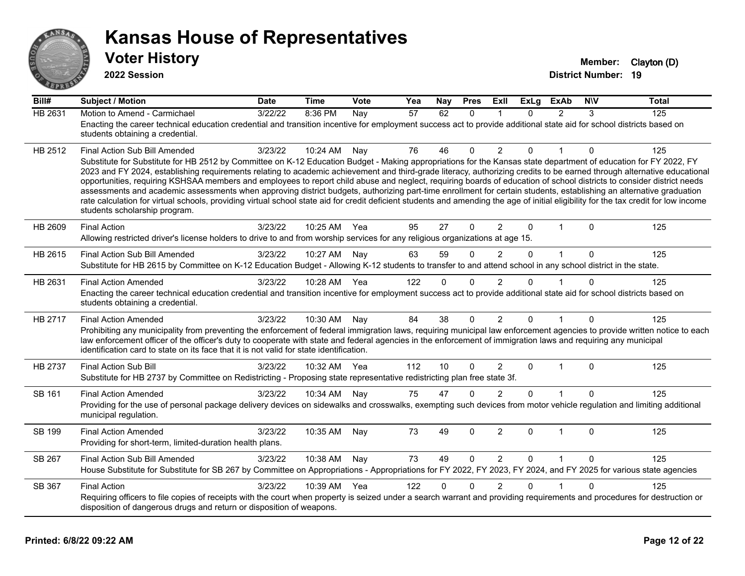# Kansas House of Representatives

## Voter History

**2022 Session**

**Member:** Clayton (D)
**District Number:** 19

| Bill# | Subject / Motion | Date | Time | Vote | Yea | Nay | Pres | ExII | ExLg | ExAb | N\V | Total |
|---|---|---|---|---|---|---|---|---|---|---|---|---|
| HB 2631 | Motion to Amend - Carmichael | 3/22/22 | 8:36 PM | Nay | 57 | 62 | 0 | 1 | 0 | 2 | 3 | 125 |
| | Enacting the career technical education credential and transition incentive for employment success act to provide additional state aid for school districts based on students obtaining a credential. | | | | | | | | | | | |
| HB 2512 | Final Action Sub Bill Amended | 3/23/22 | 10:24 AM | Nay | 76 | 46 | 0 | 2 | 0 | 1 | 0 | 125 |
| | Substitute for Substitute for HB 2512 by Committee on K-12 Education Budget - Making appropriations for the Kansas state department of education for FY 2022, FY 2023 and FY 2024, establishing requirements relating to academic achievement and third-grade literacy, authorizing credits to be earned through alternative educational opportunities, requiring KSHSAA members and employees to report child abuse and neglect, requiring boards of education of school districts to consider district needs assessments and academic assessments when approving district budgets, authorizing part-time enrollment for certain students, establishing an alternative graduation rate calculation for virtual schools, providing virtual school state aid for credit deficient students and amending the age of initial eligibility for the tax credit for low income students scholarship program. | | | | | | | | | | | |
| HB 2609 | Final Action | 3/23/22 | 10:25 AM | Yea | 95 | 27 | 0 | 2 | 0 | 1 | 0 | 125 |
| | Allowing restricted driver's license holders to drive to and from worship services for any religious organizations at age 15. | | | | | | | | | | | |
| HB 2615 | Final Action Sub Bill Amended | 3/23/22 | 10:27 AM | Nay | 63 | 59 | 0 | 2 | 0 | 1 | 0 | 125 |
| | Substitute for HB 2615 by Committee on K-12 Education Budget - Allowing K-12 students to transfer to and attend school in any school district in the state. | | | | | | | | | | | |
| HB 2631 | Final Action Amended | 3/23/22 | 10:28 AM | Yea | 122 | 0 | 0 | 2 | 0 | 1 | 0 | 125 |
| | Enacting the career technical education credential and transition incentive for employment success act to provide additional state aid for school districts based on students obtaining a credential. | | | | | | | | | | | |
| HB 2717 | Final Action Amended | 3/23/22 | 10:30 AM | Nay | 84 | 38 | 0 | 2 | 0 | 1 | 0 | 125 |
| | Prohibiting any municipality from preventing the enforcement of federal immigration laws, requiring municipal law enforcement agencies to provide written notice to each law enforcement officer of the officer's duty to cooperate with state and federal agencies in the enforcement of immigration laws and requiring any municipal identification card to state on its face that it is not valid for state identification. | | | | | | | | | | | |
| HB 2737 | Final Action Sub Bill | 3/23/22 | 10:32 AM | Yea | 112 | 10 | 0 | 2 | 0 | 1 | 0 | 125 |
| | Substitute for HB 2737 by Committee on Redistricting - Proposing state representative redistricting plan free state 3f. | | | | | | | | | | | |
| SB 161 | Final Action Amended | 3/23/22 | 10:34 AM | Nay | 75 | 47 | 0 | 2 | 0 | 1 | 0 | 125 |
| | Providing for the use of personal package delivery devices on sidewalks and crosswalks, exempting such devices from motor vehicle regulation and limiting additional municipal regulation. | | | | | | | | | | | |
| SB 199 | Final Action Amended | 3/23/22 | 10:35 AM | Nay | 73 | 49 | 0 | 2 | 0 | 1 | 0 | 125 |
| | Providing for short-term, limited-duration health plans. | | | | | | | | | | | |
| SB 267 | Final Action Sub Bill Amended | 3/23/22 | 10:38 AM | Nay | 73 | 49 | 0 | 2 | 0 | 1 | 0 | 125 |
| | House Substitute for Substitute for SB 267 by Committee on Appropriations - Appropriations for FY 2022, FY 2023, FY 2024, and FY 2025 for various state agencies | | | | | | | | | | | |
| SB 367 | Final Action | 3/23/22 | 10:39 AM | Yea | 122 | 0 | 0 | 2 | 0 | 1 | 0 | 125 |
| | Requiring officers to file copies of receipts with the court when property is seized under a search warrant and providing requirements and procedures for destruction or disposition of dangerous drugs and return or disposition of weapons. | | | | | | | | | | | |

Printed: 6/8/22 09:22 AM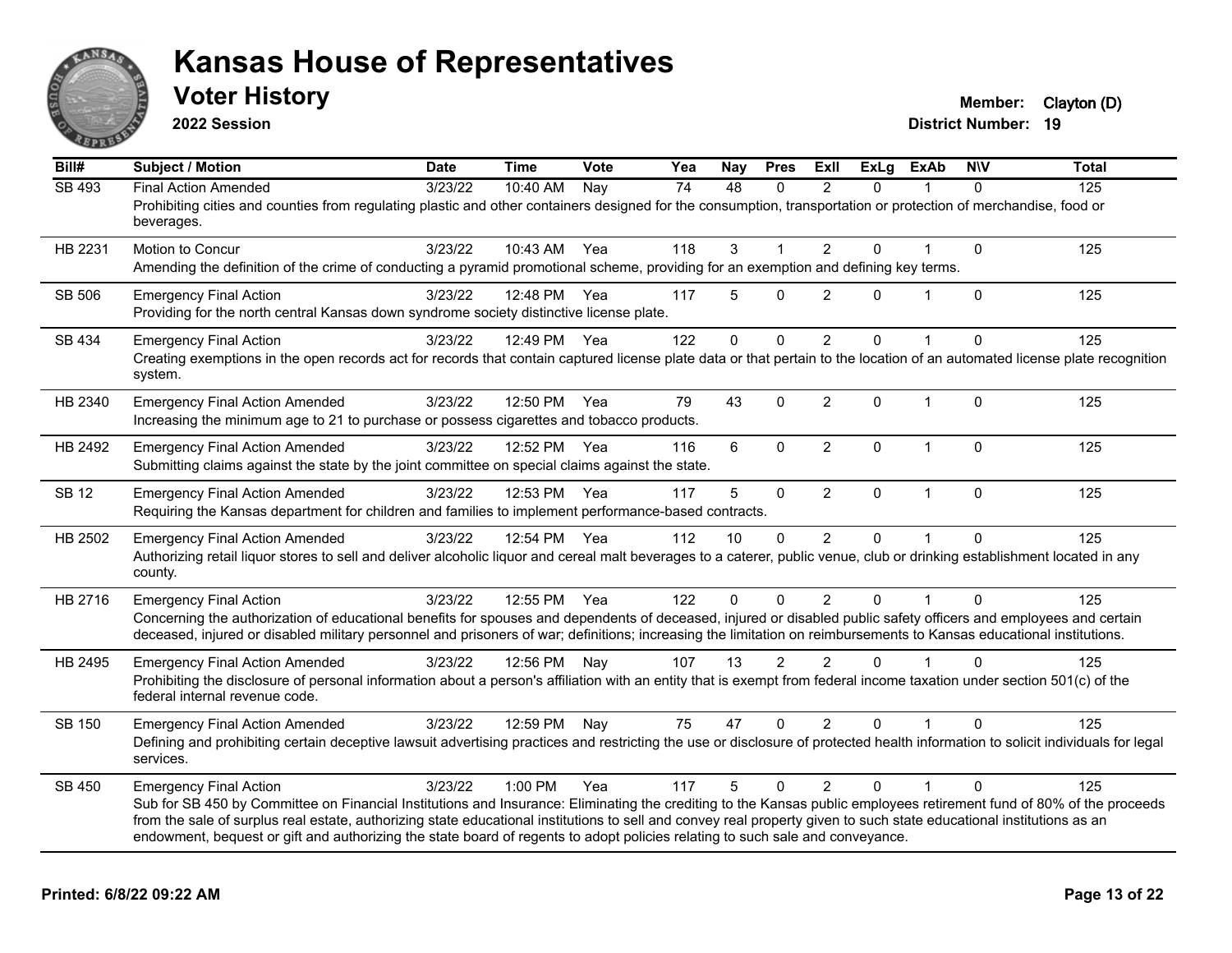# Kansas House of Representatives

## Voter History

**2022 Session**

**Member:** Clayton (D)
**District Number:** 19

| Bill# | Subject / Motion | Date | Time | Vote | Yea | Nay | Pres | ExII | ExLg | ExAb | N\V | Total |
|---|---|---|---|---|---|---|---|---|---|---|---|---|
| SB 493 | Final Action Amended | 3/23/22 | 10:40 AM | Nay | 74 | 48 | 0 | 2 | 0 | 1 | 0 | 125 |
| | Prohibiting cities and counties from regulating plastic and other containers designed for the consumption, transportation or protection of merchandise, food or beverages. | | | | | | | | | | | |
| HB 2231 | Motion to Concur | 3/23/22 | 10:43 AM | Yea | 118 | 3 | 1 | 2 | 0 | 1 | 0 | 125 |
| | Amending the definition of the crime of conducting a pyramid promotional scheme, providing for an exemption and defining key terms. | | | | | | | | | | | |
| SB 506 | Emergency Final Action | 3/23/22 | 12:48 PM | Yea | 117 | 5 | 0 | 2 | 0 | 1 | 0 | 125 |
| | Providing for the north central Kansas down syndrome society distinctive license plate. | | | | | | | | | | | |
| SB 434 | Emergency Final Action | 3/23/22 | 12:49 PM | Yea | 122 | 0 | 0 | 2 | 0 | 1 | 0 | 125 |
| | Creating exemptions in the open records act for records that contain captured license plate data or that pertain to the location of an automated license plate recognition system. | | | | | | | | | | | |
| HB 2340 | Emergency Final Action Amended | 3/23/22 | 12:50 PM | Yea | 79 | 43 | 0 | 2 | 0 | 1 | 0 | 125 |
| | Increasing the minimum age to 21 to purchase or possess cigarettes and tobacco products. | | | | | | | | | | | |
| HB 2492 | Emergency Final Action Amended | 3/23/22 | 12:52 PM | Yea | 116 | 6 | 0 | 2 | 0 | 1 | 0 | 125 |
| | Submitting claims against the state by the joint committee on special claims against the state. | | | | | | | | | | | |
| SB 12 | Emergency Final Action Amended | 3/23/22 | 12:53 PM | Yea | 117 | 5 | 0 | 2 | 0 | 1 | 0 | 125 |
| | Requiring the Kansas department for children and families to implement performance-based contracts. | | | | | | | | | | | |
| HB 2502 | Emergency Final Action Amended | 3/23/22 | 12:54 PM | Yea | 112 | 10 | 0 | 2 | 0 | 1 | 0 | 125 |
| | Authorizing retail liquor stores to sell and deliver alcoholic liquor and cereal malt beverages to a caterer, public venue, club or drinking establishment located in any county. | | | | | | | | | | | |
| HB 2716 | Emergency Final Action | 3/23/22 | 12:55 PM | Yea | 122 | 0 | 0 | 2 | 0 | 1 | 0 | 125 |
| | Concerning the authorization of educational benefits for spouses and dependents of deceased, injured or disabled public safety officers and employees and certain deceased, injured or disabled military personnel and prisoners of war; definitions; increasing the limitation on reimbursements to Kansas educational institutions. | | | | | | | | | | | |
| HB 2495 | Emergency Final Action Amended | 3/23/22 | 12:56 PM | Nay | 107 | 13 | 2 | 2 | 0 | 1 | 0 | 125 |
| | Prohibiting the disclosure of personal information about a person's affiliation with an entity that is exempt from federal income taxation under section 501(c) of the federal internal revenue code. | | | | | | | | | | | |
| SB 150 | Emergency Final Action Amended | 3/23/22 | 12:59 PM | Nay | 75 | 47 | 0 | 2 | 0 | 1 | 0 | 125 |
| | Defining and prohibiting certain deceptive lawsuit advertising practices and restricting the use or disclosure of protected health information to solicit individuals for legal services. | | | | | | | | | | | |
| SB 450 | Emergency Final Action | 3/23/22 | 1:00 PM | Yea | 117 | 5 | 0 | 2 | 0 | 1 | 0 | 125 |
| | Sub for SB 450 by Committee on Financial Institutions and Insurance: Eliminating the crediting to the Kansas public employees retirement fund of 80% of the proceeds from the sale of surplus real estate, authorizing state educational institutions to sell and convey real property given to such state educational institutions as an endowment, bequest or gift and authorizing the state board of regents to adopt policies relating to such sale and conveyance. | | | | | | | | | | | |

**Printed: 6/8/22 09:22 AM**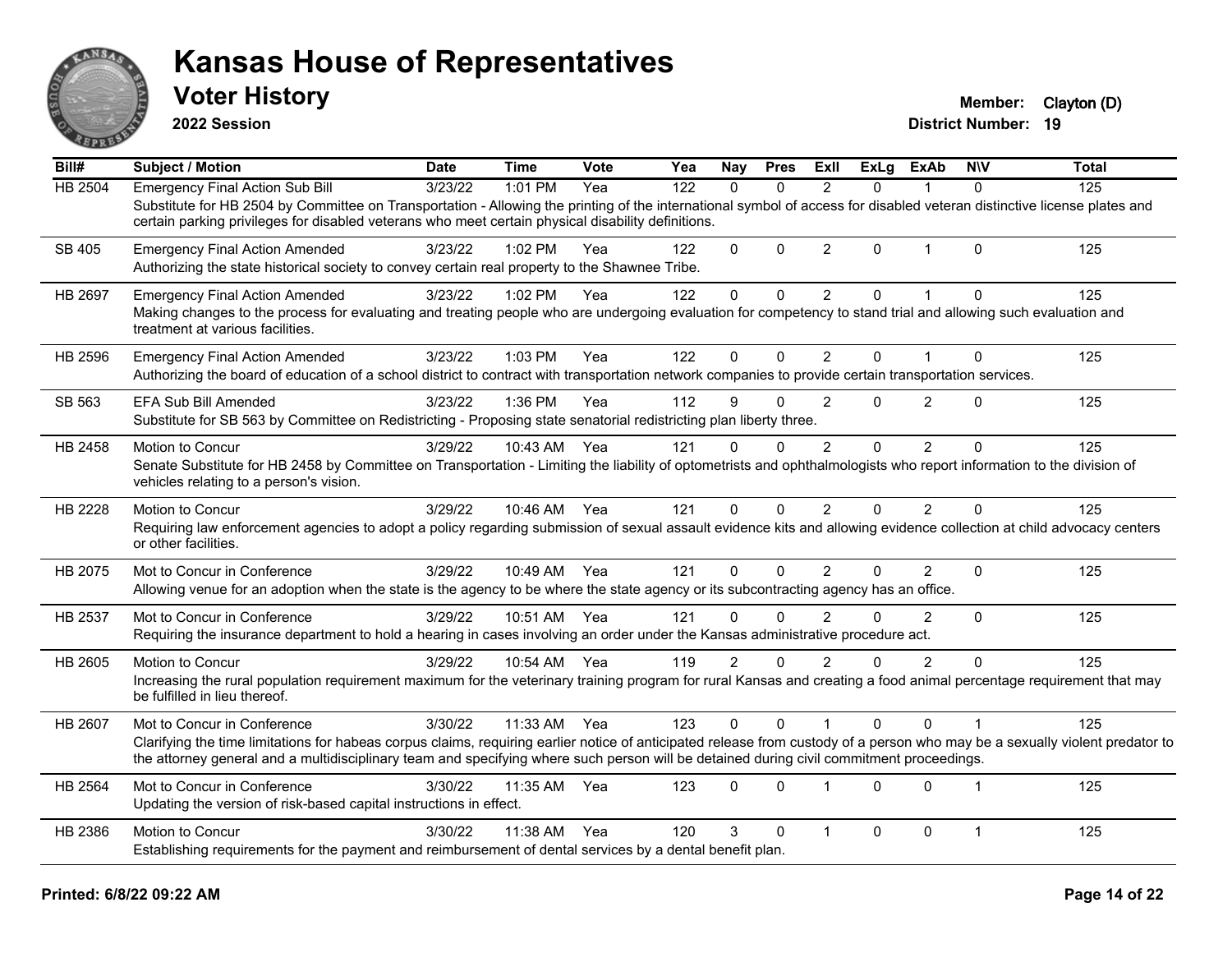# Kansas House of Representatives

## Voter History

**2022 Session**

**Member:** Clayton (D)
**District Number:** 19

| Bill# | Subject / Motion | Date | Time | Vote | Yea | Nay | Pres | ExII | ExLg | ExAb | N\V | Total |
|---|---|---|---|---|---|---|---|---|---|---|---|---|
| HB 2504 | Emergency Final Action Sub Bill | 3/23/22 | 1:01 PM | Yea | 122 | 0 | 0 | 2 | 0 | 1 | 0 | 125 |
| | Substitute for HB 2504 by Committee on Transportation - Allowing the printing of the international symbol of access for disabled veteran distinctive license plates and certain parking privileges for disabled veterans who meet certain physical disability definitions. | | | | | | | | | | | |
| SB 405 | Emergency Final Action Amended | 3/23/22 | 1:02 PM | Yea | 122 | 0 | 0 | 2 | 0 | 1 | 0 | 125 |
| | Authorizing the state historical society to convey certain real property to the Shawnee Tribe. | | | | | | | | | | | |
| HB 2697 | Emergency Final Action Amended | 3/23/22 | 1:02 PM | Yea | 122 | 0 | 0 | 2 | 0 | 1 | 0 | 125 |
| | Making changes to the process for evaluating and treating people who are undergoing evaluation for competency to stand trial and allowing such evaluation and treatment at various facilities. | | | | | | | | | | | |
| HB 2596 | Emergency Final Action Amended | 3/23/22 | 1:03 PM | Yea | 122 | 0 | 0 | 2 | 0 | 1 | 0 | 125 |
| | Authorizing the board of education of a school district to contract with transportation network companies to provide certain transportation services. | | | | | | | | | | | |
| SB 563 | EFA Sub Bill Amended | 3/23/22 | 1:36 PM | Yea | 112 | 9 | 0 | 2 | 0 | 2 | 0 | 125 |
| | Substitute for SB 563 by Committee on Redistricting - Proposing state senatorial redistricting plan liberty three. | | | | | | | | | | | |
| HB 2458 | Motion to Concur | 3/29/22 | 10:43 AM | Yea | 121 | 0 | 0 | 2 | 0 | 2 | 0 | 125 |
| | Senate Substitute for HB 2458 by Committee on Transportation - Limiting the liability of optometrists and ophthalmologists who report information to the division of vehicles relating to a person's vision. | | | | | | | | | | | |
| HB 2228 | Motion to Concur | 3/29/22 | 10:46 AM | Yea | 121 | 0 | 0 | 2 | 0 | 2 | 0 | 125 |
| | Requiring law enforcement agencies to adopt a policy regarding submission of sexual assault evidence kits and allowing evidence collection at child advocacy centers or other facilities. | | | | | | | | | | | |
| HB 2075 | Mot to Concur in Conference | 3/29/22 | 10:49 AM | Yea | 121 | 0 | 0 | 2 | 0 | 2 | 0 | 125 |
| | Allowing venue for an adoption when the state is the agency to be where the state agency or its subcontracting agency has an office. | | | | | | | | | | | |
| HB 2537 | Mot to Concur in Conference | 3/29/22 | 10:51 AM | Yea | 121 | 0 | 0 | 2 | 0 | 2 | 0 | 125 |
| | Requiring the insurance department to hold a hearing in cases involving an order under the Kansas administrative procedure act. | | | | | | | | | | | |
| HB 2605 | Motion to Concur | 3/29/22 | 10:54 AM | Yea | 119 | 2 | 0 | 2 | 0 | 2 | 0 | 125 |
| | Increasing the rural population requirement maximum for the veterinary training program for rural Kansas and creating a food animal percentage requirement that may be fulfilled in lieu thereof. | | | | | | | | | | | |
| HB 2607 | Mot to Concur in Conference | 3/30/22 | 11:33 AM | Yea | 123 | 0 | 0 | 1 | 0 | 0 | 1 | 125 |
| | Clarifying the time limitations for habeas corpus claims, requiring earlier notice of anticipated release from custody of a person who may be a sexually violent predator to the attorney general and a multidisciplinary team and specifying where such person will be detained during civil commitment proceedings. | | | | | | | | | | | |
| HB 2564 | Mot to Concur in Conference | 3/30/22 | 11:35 AM | Yea | 123 | 0 | 0 | 1 | 0 | 0 | 1 | 125 |
| | Updating the version of risk-based capital instructions in effect. | | | | | | | | | | | |
| HB 2386 | Motion to Concur | 3/30/22 | 11:38 AM | Yea | 120 | 3 | 0 | 1 | 0 | 0 | 1 | 125 |
| | Establishing requirements for the payment and reimbursement of dental services by a dental benefit plan. | | | | | | | | | | | |

Printed: 6/8/22 09:22 AM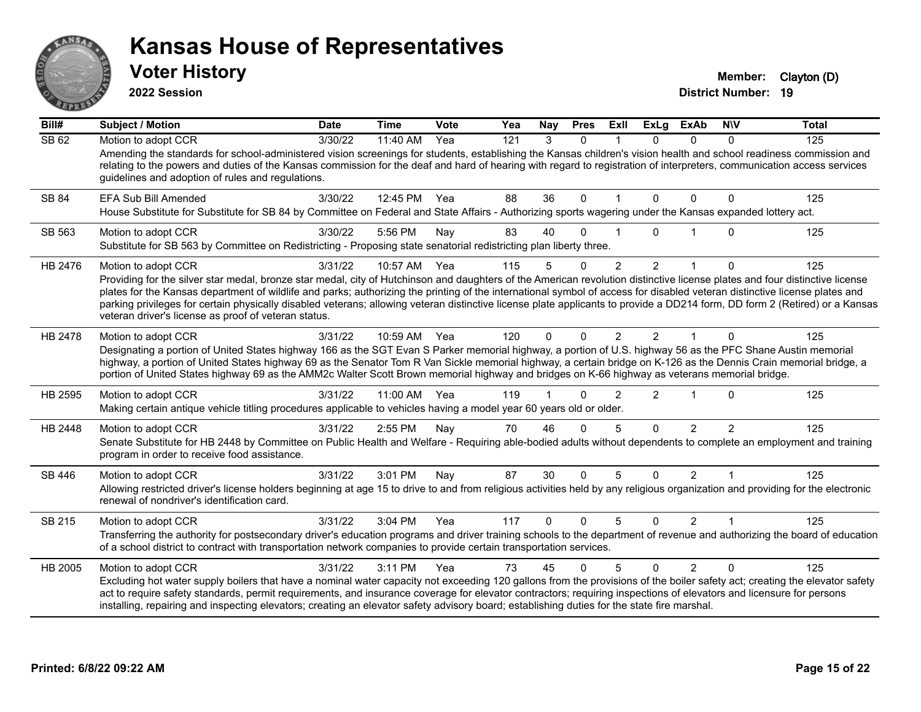# Kansas House of Representatives

## Voter History

**2022 Session**

**Member:** Clayton (D)
**District Number:** 19

| Bill# | Subject / Motion | Date | Time | Vote | Yea | Nay | Pres | ExII | ExLg | ExAb | N\V | Total |
|---|---|---|---|---|---|---|---|---|---|---|---|---|
| SB 62 | Motion to adopt CCR | 3/30/22 | 11:40 AM | Yea | 121 | 3 | 0 | 1 | 0 | 0 | 0 | 125 |
| | Amending the standards for school-administered vision screenings for students, establishing the Kansas children's vision health and school readiness commission and relating to the powers and duties of the Kansas commission for the deaf and hard of hearing with regard to registration of interpreters, communication access services guidelines and adoption of rules and regulations. | | | | | | | | | | | |
| SB 84 | EFA Sub Bill Amended | 3/30/22 | 12:45 PM | Yea | 88 | 36 | 0 | 1 | 0 | 0 | 0 | 125 |
| | House Substitute for Substitute for SB 84 by Committee on Federal and State Affairs - Authorizing sports wagering under the Kansas expanded lottery act. | | | | | | | | | | | |
| SB 563 | Motion to adopt CCR | 3/30/22 | 5:56 PM | Nay | 83 | 40 | 0 | 1 | 0 | 1 | 0 | 125 |
| | Substitute for SB 563 by Committee on Redistricting - Proposing state senatorial redistricting plan liberty three. | | | | | | | | | | | |
| HB 2476 | Motion to adopt CCR | 3/31/22 | 10:57 AM | Yea | 115 | 5 | 0 | 2 | 2 | 1 | 0 | 125 |
| | Providing for the silver star medal, bronze star medal, city of Hutchinson and daughters of the American revolution distinctive license plates and four distinctive license plates for the Kansas department of wildlife and parks; authorizing the printing of the international symbol of access for disabled veteran distinctive license plates and parking privileges for certain physically disabled veterans; allowing veteran distinctive license plate applicants to provide a DD214 form, DD form 2 (Retired) or a Kansas veteran driver's license as proof of veteran status. | | | | | | | | | | | |
| HB 2478 | Motion to adopt CCR | 3/31/22 | 10:59 AM | Yea | 120 | 0 | 0 | 2 | 2 | 1 | 0 | 125 |
| | Designating a portion of United States highway 166 as the SGT Evan S Parker memorial highway, a portion of U.S. highway 56 as the PFC Shane Austin memorial highway, a portion of United States highway 69 as the Senator Tom R Van Sickle memorial highway, a certain bridge on K-126 as the Dennis Crain memorial bridge, a portion of United States highway 69 as the AMM2c Walter Scott Brown memorial highway and bridges on K-66 highway as veterans memorial bridge. | | | | | | | | | | | |
| HB 2595 | Motion to adopt CCR | 3/31/22 | 11:00 AM | Yea | 119 | 1 | 0 | 2 | 2 | 1 | 0 | 125 |
| | Making certain antique vehicle titling procedures applicable to vehicles having a model year 60 years old or older. | | | | | | | | | | | |
| HB 2448 | Motion to adopt CCR | 3/31/22 | 2:55 PM | Nay | 70 | 46 | 0 | 5 | 0 | 2 | 2 | 125 |
| | Senate Substitute for HB 2448 by Committee on Public Health and Welfare - Requiring able-bodied adults without dependents to complete an employment and training program in order to receive food assistance. | | | | | | | | | | | |
| SB 446 | Motion to adopt CCR | 3/31/22 | 3:01 PM | Nay | 87 | 30 | 0 | 5 | 0 | 2 | 1 | 125 |
| | Allowing restricted driver's license holders beginning at age 15 to drive to and from religious activities held by any religious organization and providing for the electronic renewal of nondriver's identification card. | | | | | | | | | | | |
| SB 215 | Motion to adopt CCR | 3/31/22 | 3:04 PM | Yea | 117 | 0 | 0 | 5 | 0 | 2 | 1 | 125 |
| | Transferring the authority for postsecondary driver's education programs and driver training schools to the department of revenue and authorizing the board of education of a school district to contract with transportation network companies to provide certain transportation services. | | | | | | | | | | | |
| HB 2005 | Motion to adopt CCR | 3/31/22 | 3:11 PM | Yea | 73 | 45 | 0 | 5 | 0 | 2 | 0 | 125 |
| | Excluding hot water supply boilers that have a nominal water capacity not exceeding 120 gallons from the provisions of the boiler safety act; creating the elevator safety act to require safety standards, permit requirements, and insurance coverage for elevator contractors; requiring inspections of elevators and licensure for persons installing, repairing and inspecting elevators; creating an elevator safety advisory board; establishing duties for the state fire marshal. | | | | | | | | | | | |

**Printed: 6/8/22 09:22 AM**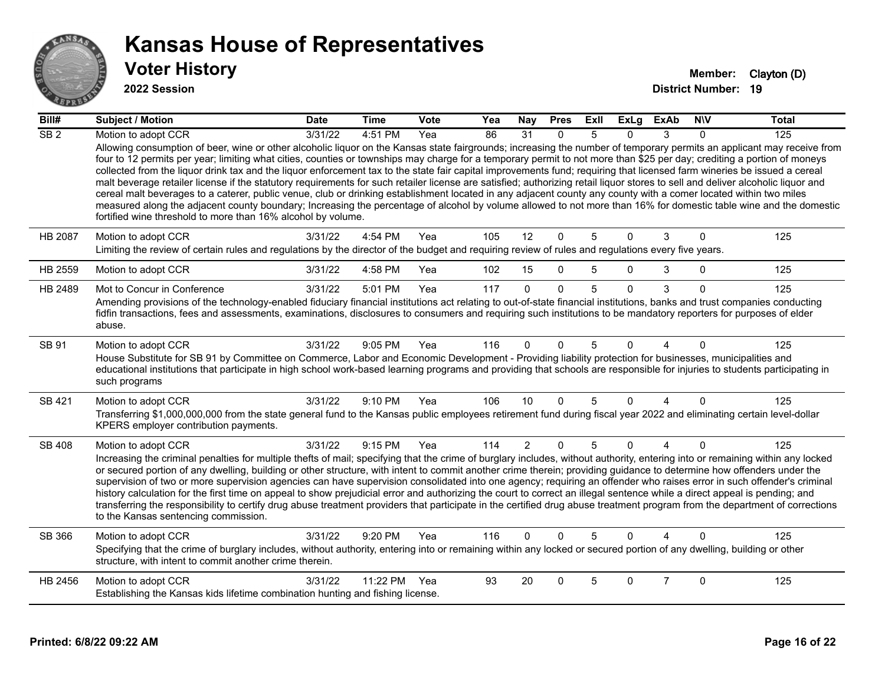# Kansas House of Representatives

## Voter History

**2022 Session**

**Member:** Clayton (D)
**District Number:** 19

| Bill# | Subject / Motion | Date | Time | Vote | Yea | Nay | Pres | ExII | ExLg | ExAb | N\V | Total |
|---|---|---|---|---|---|---|---|---|---|---|---|---|
| SB 2 | Motion to adopt CCR | 3/31/22 | 4:51 PM | Yea | 86 | 31 | 0 | 5 | 0 | 3 | 0 | 125 |
| | Allowing consumption of beer, wine or other alcoholic liquor on the Kansas state fairgrounds; increasing the number of temporary permits an applicant may receive from four to 12 permits per year; limiting what cities, counties or townships may charge for a temporary permit to not more than $25 per day; crediting a portion of moneys collected from the liquor drink tax and the liquor enforcement tax to the state fair capital improvements fund; requiring that licensed farm wineries be issued a cereal malt beverage retailer license if the statutory requirements for such retailer license are satisfied; authorizing retail liquor stores to sell and deliver alcoholic liquor and cereal malt beverages to a caterer, public venue, club or drinking establishment located in any adjacent county any county with a comer located within two miles measured along the adjacent county boundary; Increasing the percentage of alcohol by volume allowed to not more than 16% for domestic table wine and the domestic fortified wine threshold to more than 16% alcohol by volume. | | | | | | | | | | | |
| HB 2087 | Motion to adopt CCR | 3/31/22 | 4:54 PM | Yea | 105 | 12 | 0 | 5 | 0 | 3 | 0 | 125 |
| | Limiting the review of certain rules and regulations by the director of the budget and requiring review of rules and regulations every five years. | | | | | | | | | | | |
| HB 2559 | Motion to adopt CCR | 3/31/22 | 4:58 PM | Yea | 102 | 15 | 0 | 5 | 0 | 3 | 0 | 125 |
| HB 2489 | Mot to Concur in Conference | 3/31/22 | 5:01 PM | Yea | 117 | 0 | 0 | 5 | 0 | 3 | 0 | 125 |
| | Amending provisions of the technology-enabled fiduciary financial institutions act relating to out-of-state financial institutions, banks and trust companies conducting fidfin transactions, fees and assessments, examinations, disclosures to consumers and requiring such institutions to be mandatory reporters for purposes of elder abuse. | | | | | | | | | | | |
| SB 91 | Motion to adopt CCR | 3/31/22 | 9:05 PM | Yea | 116 | 0 | 0 | 5 | 0 | 4 | 0 | 125 |
| | House Substitute for SB 91 by Committee on Commerce, Labor and Economic Development - Providing liability protection for businesses, municipalities and educational institutions that participate in high school work-based learning programs and providing that schools are responsible for injuries to students participating in such programs | | | | | | | | | | | |
| SB 421 | Motion to adopt CCR | 3/31/22 | 9:10 PM | Yea | 106 | 10 | 0 | 5 | 0 | 4 | 0 | 125 |
| | Transferring $1,000,000,000 from the state general fund to the Kansas public employees retirement fund during fiscal year 2022 and eliminating certain level-dollar KPERS employer contribution payments. | | | | | | | | | | | |
| SB 408 | Motion to adopt CCR | 3/31/22 | 9:15 PM | Yea | 114 | 2 | 0 | 5 | 0 | 4 | 0 | 125 |
| | Increasing the criminal penalties for multiple thefts of mail; specifying that the crime of burglary includes, without authority, entering into or remaining within any locked or secured portion of any dwelling, building or other structure, with intent to commit another crime therein; providing guidance to determine how offenders under the supervision of two or more supervision agencies can have supervision consolidated into one agency; requiring an offender who raises error in such offender's criminal history calculation for the first time on appeal to show prejudicial error and authorizing the court to correct an illegal sentence while a direct appeal is pending; and transferring the responsibility to certify drug abuse treatment providers that participate in the certified drug abuse treatment program from the department of corrections to the Kansas sentencing commission. | | | | | | | | | | | |
| SB 366 | Motion to adopt CCR | 3/31/22 | 9:20 PM | Yea | 116 | 0 | 0 | 5 | 0 | 4 | 0 | 125 |
| | Specifying that the crime of burglary includes, without authority, entering into or remaining within any locked or secured portion of any dwelling, building or other structure, with intent to commit another crime therein. | | | | | | | | | | | |
| HB 2456 | Motion to adopt CCR | 3/31/22 | 11:22 PM | Yea | 93 | 20 | 0 | 5 | 0 | 7 | 0 | 125 |
| | Establishing the Kansas kids lifetime combination hunting and fishing license. | | | | | | | | | | | |

Printed: 6/8/22 09:22 AM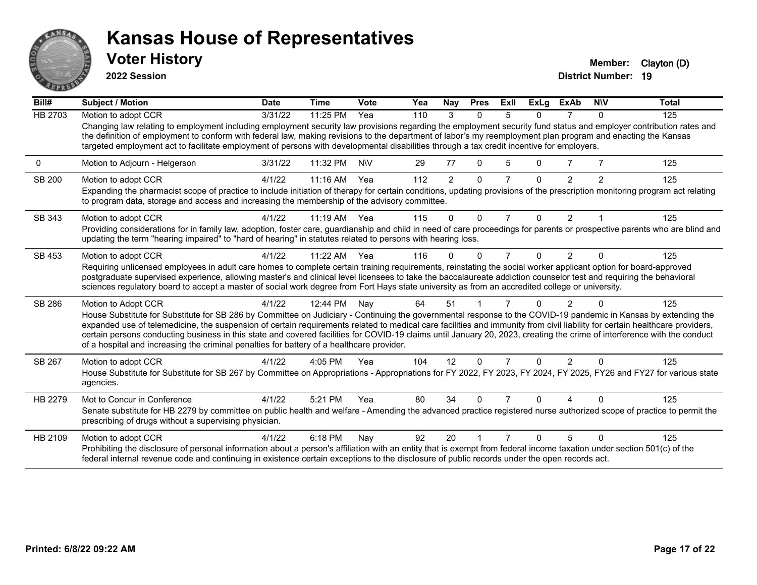# Kansas House of Representatives

## Voter History

**2022 Session**

**Member:** Clayton (D)
**District Number:** 19

| Bill# | Subject / Motion | Date | Time | Vote | Yea | Nay | Pres | ExII | ExLg | ExAb | N\V | Total |
|---|---|---|---|---|---|---|---|---|---|---|---|---|
| HB 2703 | Motion to adopt CCR | 3/31/22 | 11:25 PM | Yea | 110 | 3 | 0 | 5 | 0 | 7 | 0 | 125 |
| | Changing law relating to employment including employment security law provisions regarding the employment security fund status and employer contribution rates and the definition of employment to conform with federal law, making revisions to the department of labor's my reemployment plan program and enacting the Kansas targeted employment act to facilitate employment of persons with developmental disabilities through a tax credit incentive for employers. | | | | | | | | | | | |
| 0 | Motion to Adjourn - Helgerson | 3/31/22 | 11:32 PM | N\V | 29 | 77 | 0 | 5 | 0 | 7 | 7 | 125 |
| SB 200 | Motion to adopt CCR | 4/1/22 | 11:16 AM | Yea | 112 | 2 | 0 | 7 | 0 | 2 | 2 | 125 |
| | Expanding the pharmacist scope of practice to include initiation of therapy for certain conditions, updating provisions of the prescription monitoring program act relating to program data, storage and access and increasing the membership of the advisory committee. | | | | | | | | | | | |
| SB 343 | Motion to adopt CCR | 4/1/22 | 11:19 AM | Yea | 115 | 0 | 0 | 7 | 0 | 2 | 1 | 125 |
| | Providing considerations for in family law, adoption, foster care, guardianship and child in need of care proceedings for parents or prospective parents who are blind and updating the term "hearing impaired" to "hard of hearing" in statutes related to persons with hearing loss. | | | | | | | | | | | |
| SB 453 | Motion to adopt CCR | 4/1/22 | 11:22 AM | Yea | 116 | 0 | 0 | 7 | 0 | 2 | 0 | 125 |
| | Requiring unlicensed employees in adult care homes to complete certain training requirements, reinstating the social worker applicant option for board-approved postgraduate supervised experience, allowing master's and clinical level licensees to take the baccalaureate addiction counselor test and requiring the behavioral sciences regulatory board to accept a master of social work degree from Fort Hays state university as from an accredited college or university. | | | | | | | | | | | |
| SB 286 | Motion to Adopt CCR | 4/1/22 | 12:44 PM | Nay | 64 | 51 | 1 | 7 | 0 | 2 | 0 | 125 |
| | House Substitute for Substitute for SB 286 by Committee on Judiciary - Continuing the governmental response to the COVID-19 pandemic in Kansas by extending the expanded use of telemedicine, the suspension of certain requirements related to medical care facilities and immunity from civil liability for certain healthcare providers, certain persons conducting business in this state and covered facilities for COVID-19 claims until January 20, 2023, creating the crime of interference with the conduct of a hospital and increasing the criminal penalties for battery of a healthcare provider. | | | | | | | | | | | |
| SB 267 | Motion to adopt CCR | 4/1/22 | 4:05 PM | Yea | 104 | 12 | 0 | 7 | 0 | 2 | 0 | 125 |
| | House Substitute for Substitute for SB 267 by Committee on Appropriations - Appropriations for FY 2022, FY 2023, FY 2024, FY 2025, FY26 and FY27 for various state agencies. | | | | | | | | | | | |
| HB 2279 | Mot to Concur in Conference | 4/1/22 | 5:21 PM | Yea | 80 | 34 | 0 | 7 | 0 | 4 | 0 | 125 |
| | Senate substitute for HB 2279 by committee on public health and welfare - Amending the advanced practice registered nurse authorized scope of practice to permit the prescribing of drugs without a supervising physician. | | | | | | | | | | | |
| HB 2109 | Motion to adopt CCR | 4/1/22 | 6:18 PM | Nay | 92 | 20 | 1 | 7 | 0 | 5 | 0 | 125 |
| | Prohibiting the disclosure of personal information about a person's affiliation with an entity that is exempt from federal income taxation under section 501(c) of the federal internal revenue code and continuing in existence certain exceptions to the disclosure of public records under the open records act. | | | | | | | | | | | |

**Printed: 6/8/22 09:22 AM**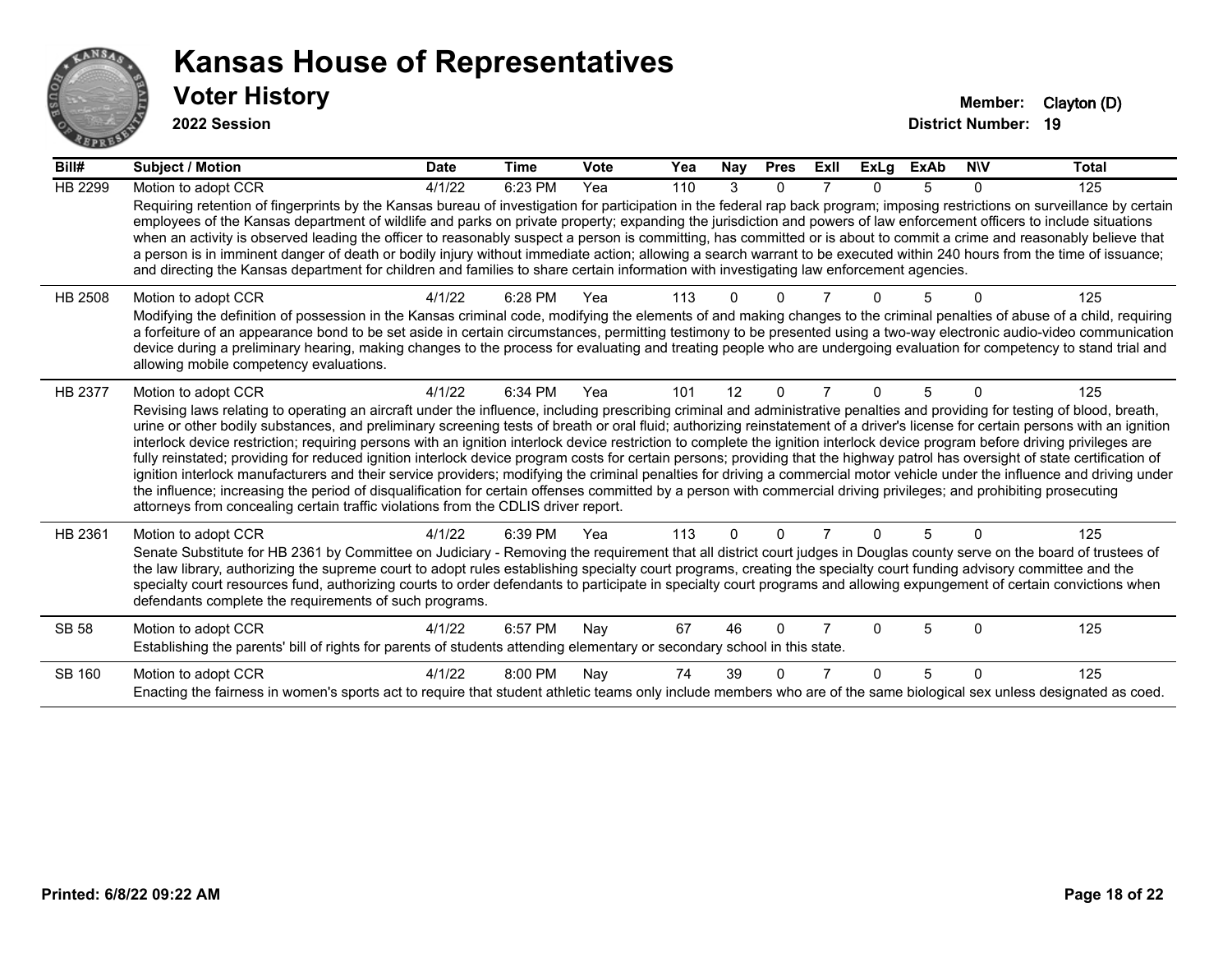# Kansas House of Representatives

## Voter History

**2022 Session**

**Member:** Clayton (D)
**District Number:** 19

| Bill# | Subject / Motion | Date | Time | Vote | Yea | Nay | Pres | ExII | ExLg | ExAb | N\V | Total |
|---|---|---|---|---|---|---|---|---|---|---|---|---|
| HB 2299 | Motion to adopt CCR | 4/1/22 | 6:23 PM | Yea | 110 | 3 | 0 | 7 | 0 | 5 | 0 | 125 |
| | Requiring retention of fingerprints by the Kansas bureau of investigation for participation in the federal rap back program; imposing restrictions on surveillance by certain employees of the Kansas department of wildlife and parks on private property; expanding the jurisdiction and powers of law enforcement officers to include situations when an activity is observed leading the officer to reasonably suspect a person is committing, has committed or is about to commit a crime and reasonably believe that a person is in imminent danger of death or bodily injury without immediate action; allowing a search warrant to be executed within 240 hours from the time of issuance; and directing the Kansas department for children and families to share certain information with investigating law enforcement agencies. | | | | | | | | | | | |
| HB 2508 | Motion to adopt CCR | 4/1/22 | 6:28 PM | Yea | 113 | 0 | 0 | 7 | 0 | 5 | 0 | 125 |
| | Modifying the definition of possession in the Kansas criminal code, modifying the elements of and making changes to the criminal penalties of abuse of a child, requiring a forfeiture of an appearance bond to be set aside in certain circumstances, permitting testimony to be presented using a two-way electronic audio-video communication device during a preliminary hearing, making changes to the process for evaluating and treating people who are undergoing evaluation for competency to stand trial and allowing mobile competency evaluations. | | | | | | | | | | | |
| HB 2377 | Motion to adopt CCR | 4/1/22 | 6:34 PM | Yea | 101 | 12 | 0 | 7 | 0 | 5 | 0 | 125 |
| | Revising laws relating to operating an aircraft under the influence, including prescribing criminal and administrative penalties and providing for testing of blood, breath, urine or other bodily substances, and preliminary screening tests of breath or oral fluid; authorizing reinstatement of a driver's license for certain persons with an ignition interlock device restriction; requiring persons with an ignition interlock device restriction to complete the ignition interlock device program before driving privileges are fully reinstated; providing for reduced ignition interlock device program costs for certain persons; providing that the highway patrol has oversight of state certification of ignition interlock manufacturers and their service providers; modifying the criminal penalties for driving a commercial motor vehicle under the influence and driving under the influence; increasing the period of disqualification for certain offenses committed by a person with commercial driving privileges; and prohibiting prosecuting attorneys from concealing certain traffic violations from the CDLIS driver report. | | | | | | | | | | | |
| HB 2361 | Motion to adopt CCR | 4/1/22 | 6:39 PM | Yea | 113 | 0 | 0 | 7 | 0 | 5 | 0 | 125 |
| | Senate Substitute for HB 2361 by Committee on Judiciary - Removing the requirement that all district court judges in Douglas county serve on the board of trustees of the law library, authorizing the supreme court to adopt rules establishing specialty court programs, creating the specialty court funding advisory committee and the specialty court resources fund, authorizing courts to order defendants to participate in specialty court programs and allowing expungement of certain convictions when defendants complete the requirements of such programs. | | | | | | | | | | | |
| SB 58 | Motion to adopt CCR | 4/1/22 | 6:57 PM | Nay | 67 | 46 | 0 | 7 | 0 | 5 | 0 | 125 |
| | Establishing the parents' bill of rights for parents of students attending elementary or secondary school in this state. | | | | | | | | | | | |
| SB 160 | Motion to adopt CCR | 4/1/22 | 8:00 PM | Nay | 74 | 39 | 0 | 7 | 0 | 5 | 0 | 125 |
| | Enacting the fairness in women's sports act to require that student athletic teams only include members who are of the same biological sex unless designated as coed. | | | | | | | | | | | |

**Printed: 6/8/22 09:22 AM**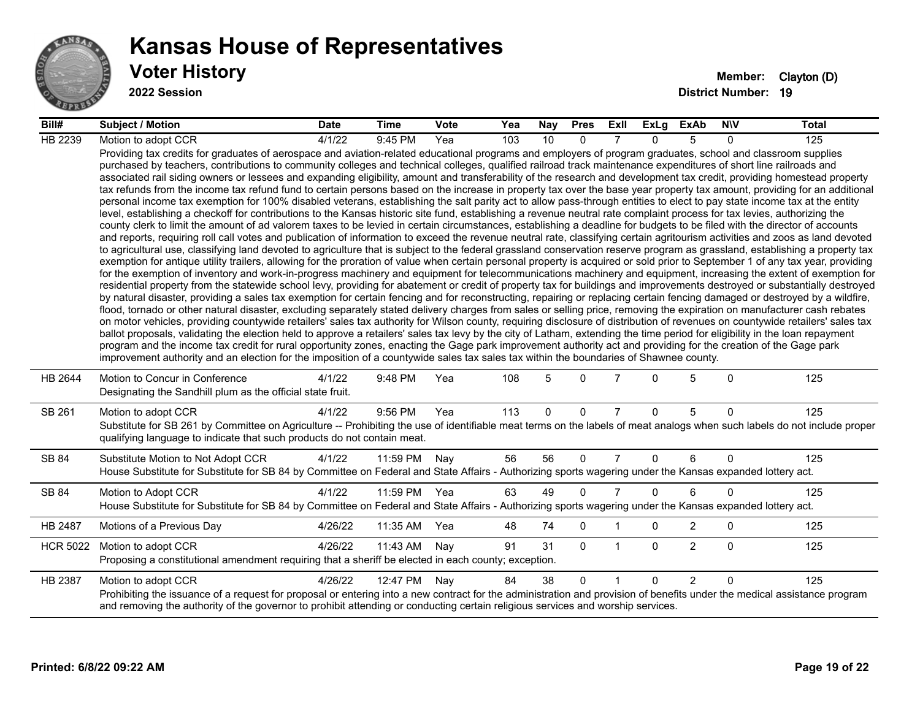# Kansas House of Representatives

## Voter History

**2022 Session**

**Member:** Clayton (D)
**District Number:** 19

| Bill# | Subject / Motion | Date | Time | Vote | Yea | Nay | Pres | ExII | ExLg | ExAb | N\V | Total |
|---|---|---|---|---|---|---|---|---|---|---|---|---|
| HB 2239 | Motion to adopt CCR | 4/1/22 | 9:45 PM | Yea | 103 | 10 | 0 | 7 | 0 | 5 | 0 | 125 |
| | Providing tax credits for graduates of aerospace and aviation-related educational programs and employers of program graduates, school and classroom supplies purchased by teachers, contributions to community colleges and technical colleges, qualified railroad track maintenance expenditures of short line railroads and associated rail siding owners or lessees and expanding eligibility, amount and transferability of the research and development tax credit, providing homestead property tax refunds from the income tax refund fund to certain persons based on the increase in property tax over the base year property tax amount, providing for an additional personal income tax exemption for 100% disabled veterans, establishing the salt parity act to allow pass-through entities to elect to pay state income tax at the entity level, establishing a checkoff for contributions to the Kansas historic site fund, establishing a revenue neutral rate complaint process for tax levies, authorizing the county clerk to limit the amount of ad valorem taxes to be levied in certain circumstances, establishing a deadline for budgets to be filed with the director of accounts and reports, requiring roll call votes and publication of information to exceed the revenue neutral rate, classifying certain agritourism activities and zoos as land devoted to agricultural use, classifying land devoted to agriculture that is subject to the federal grassland conservation reserve program as grassland, establishing a property tax exemption for antique utility trailers, allowing for the proration of value when certain personal property is acquired or sold prior to September 1 of any tax year, providing for the exemption of inventory and work-in-progress machinery and equipment for telecommunications machinery and equipment, increasing the extent of exemption for residential property from the statewide school levy, providing for abatement or credit of property tax for buildings and improvements destroyed or substantially destroyed by natural disaster, providing a sales tax exemption for certain fencing and for reconstructing, repairing or replacing certain fencing damaged or destroyed by a wildfire, flood, tornado or other natural disaster, excluding separately stated delivery charges from sales or selling price, removing the expiration on manufacturer cash rebates on motor vehicles, providing countywide retailers' sales tax authority for Wilson county, requiring disclosure of distribution of revenues on countywide retailers' sales tax ballot proposals, validating the election held to approve a retailers' sales tax levy by the city of Latham, extending the time period for eligibility in the loan repayment program and the income tax credit for rural opportunity zones, enacting the Gage park improvement authority act and providing for the creation of the Gage park improvement authority and an election for the imposition of a countywide sales tax sales tax within the boundaries of Shawnee county. | | | | | | | | | | | |
| HB 2644 | Motion to Concur in Conference | 4/1/22 | 9:48 PM | Yea | 108 | 5 | 0 | 7 | 0 | 5 | 0 | 125 |
| | Designating the Sandhill plum as the official state fruit. | | | | | | | | | | | |
| SB 261 | Motion to adopt CCR | 4/1/22 | 9:56 PM | Yea | 113 | 0 | 0 | 7 | 0 | 5 | 0 | 125 |
| | Substitute for SB 261 by Committee on Agriculture -- Prohibiting the use of identifiable meat terms on the labels of meat analogs when such labels do not include proper qualifying language to indicate that such products do not contain meat. | | | | | | | | | | | |
| SB 84 | Substitute Motion to Not Adopt CCR | 4/1/22 | 11:59 PM | Nay | 56 | 56 | 0 | 7 | 0 | 6 | 0 | 125 |
| | House Substitute for Substitute for SB 84 by Committee on Federal and State Affairs - Authorizing sports wagering under the Kansas expanded lottery act. | | | | | | | | | | | |
| SB 84 | Motion to Adopt CCR | 4/1/22 | 11:59 PM | Yea | 63 | 49 | 0 | 7 | 0 | 6 | 0 | 125 |
| | House Substitute for Substitute for SB 84 by Committee on Federal and State Affairs - Authorizing sports wagering under the Kansas expanded lottery act. | | | | | | | | | | | |
| HB 2487 | Motions of a Previous Day | 4/26/22 | 11:35 AM | Yea | 48 | 74 | 0 | 1 | 0 | 2 | 0 | 125 |
| HCR 5022 | Motion to adopt CCR | 4/26/22 | 11:43 AM | Nay | 91 | 31 | 0 | 1 | 0 | 2 | 0 | 125 |
| | Proposing a constitutional amendment requiring that a sheriff be elected in each county; exception. | | | | | | | | | | | |
| HB 2387 | Motion to adopt CCR | 4/26/22 | 12:47 PM | Nay | 84 | 38 | 0 | 1 | 0 | 2 | 0 | 125 |
| | Prohibiting the issuance of a request for proposal or entering into a new contract for the administration and provision of benefits under the medical assistance program and removing the authority of the governor to prohibit attending or conducting certain religious services and worship services. | | | | | | | | | | | |

**Printed: 6/8/22 09:22 AM**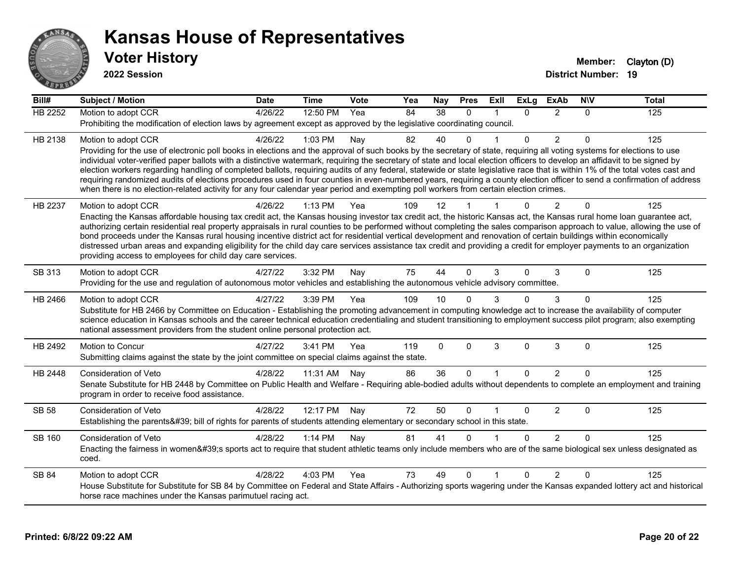# Kansas House of Representatives

## Voter History

**2022 Session**

**Member:** Clayton (D)
**District Number:** 19

| Bill# | Subject / Motion | Date | Time | Vote | Yea | Nay | Pres | ExII | ExLg | ExAb | N\V | Total |
|---|---|---|---|---|---|---|---|---|---|---|---|---|
| HB 2252 | Motion to adopt CCR | 4/26/22 | 12:50 PM | Yea | 84 | 38 | 0 | 1 | 0 | 2 | 0 | 125 |
| | Prohibiting the modification of election laws by agreement except as approved by the legislative coordinating council. | | | | | | | | | | | |
| HB 2138 | Motion to adopt CCR | 4/26/22 | 1:03 PM | Nay | 82 | 40 | 0 | 1 | 0 | 2 | 0 | 125 |
| | Providing for the use of electronic poll books in elections and the approval of such books by the secretary of state, requiring all voting systems for elections to use individual voter-verified paper ballots with a distinctive watermark, requiring the secretary of state and local election officers to develop an affidavit to be signed by election workers regarding handling of completed ballots, requiring audits of any federal, statewide or state legislative race that is within 1% of the total votes cast and requiring randomized audits of elections procedures used in four counties in even-numbered years, requiring a county election officer to send a confirmation of address when there is no election-related activity for any four calendar year period and exempting poll workers from certain election crimes. | | | | | | | | | | | |
| HB 2237 | Motion to adopt CCR | 4/26/22 | 1:13 PM | Yea | 109 | 12 | 1 | 1 | 0 | 2 | 0 | 125 |
| | Enacting the Kansas affordable housing tax credit act, the Kansas housing investor tax credit act, the historic Kansas act, the Kansas rural home loan guarantee act, authorizing certain residential real property appraisals in rural counties to be performed without completing the sales comparison approach to value, allowing the use of bond proceeds under the Kansas rural housing incentive district act for residential vertical development and renovation of certain buildings within economically distressed urban areas and expanding eligibility for the child day care services assistance tax credit and providing a credit for employer payments to an organization providing access to employees for child day care services. | | | | | | | | | | | |
| SB 313 | Motion to adopt CCR | 4/27/22 | 3:32 PM | Nay | 75 | 44 | 0 | 3 | 0 | 3 | 0 | 125 |
| | Providing for the use and regulation of autonomous motor vehicles and establishing the autonomous vehicle advisory committee. | | | | | | | | | | | |
| HB 2466 | Motion to adopt CCR | 4/27/22 | 3:39 PM | Yea | 109 | 10 | 0 | 3 | 0 | 3 | 0 | 125 |
| | Substitute for HB 2466 by Committee on Education - Establishing the promoting advancement in computing knowledge act to increase the availability of computer science education in Kansas schools and the career technical education credentialing and student transitioning to employment success pilot program; also exempting national assessment providers from the student online personal protection act. | | | | | | | | | | | |
| HB 2492 | Motion to Concur | 4/27/22 | 3:41 PM | Yea | 119 | 0 | 0 | 3 | 0 | 3 | 0 | 125 |
| | Submitting claims against the state by the joint committee on special claims against the state. | | | | | | | | | | | |
| HB 2448 | Consideration of Veto | 4/28/22 | 11:31 AM | Nay | 86 | 36 | 0 | 1 | 0 | 2 | 0 | 125 |
| | Senate Substitute for HB 2448 by Committee on Public Health and Welfare - Requiring able-bodied adults without dependents to complete an employment and training program in order to receive food assistance. | | | | | | | | | | | |
| SB 58 | Consideration of Veto | 4/28/22 | 12:17 PM | Nay | 72 | 50 | 0 | 1 | 0 | 2 | 0 | 125 |
| | Establishing the parents&#39; bill of rights for parents of students attending elementary or secondary school in this state. | | | | | | | | | | | |
| SB 160 | Consideration of Veto | 4/28/22 | 1:14 PM | Nay | 81 | 41 | 0 | 1 | 0 | 2 | 0 | 125 |
| | Enacting the fairness in women&#39;s sports act to require that student athletic teams only include members who are of the same biological sex unless designated as coed. | | | | | | | | | | | |
| SB 84 | Motion to adopt CCR | 4/28/22 | 4:03 PM | Yea | 73 | 49 | 0 | 1 | 0 | 2 | 0 | 125 |
| | House Substitute for Substitute for SB 84 by Committee on Federal and State Affairs - Authorizing sports wagering under the Kansas expanded lottery act and historical horse race machines under the Kansas parimutuel racing act. | | | | | | | | | | | |

**Printed: 6/8/22 09:22 AM**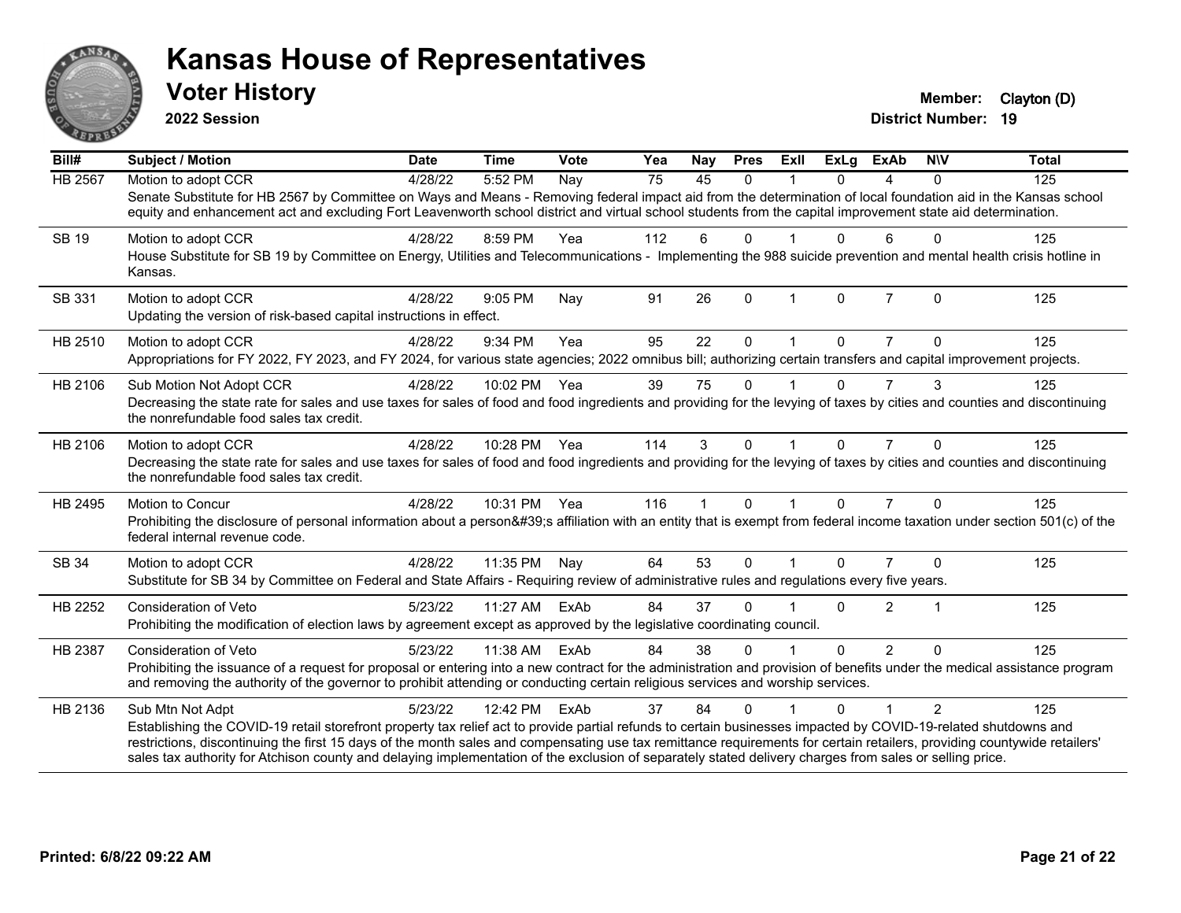# Kansas House of Representatives

## Voter History

**2022 Session**

**Member:** Clayton (D)
**District Number:** 19

| Bill# | Subject / Motion | Date | Time | Vote | Yea | Nay | Pres | ExII | ExLg | ExAb | N\V | Total |
|---|---|---|---|---|---|---|---|---|---|---|---|---|
| HB 2567 | Motion to adopt CCR | 4/28/22 | 5:52 PM | Nay | 75 | 45 | 0 | 1 | 0 | 4 | 0 | 125 |
| | Senate Substitute for HB 2567 by Committee on Ways and Means - Removing federal impact aid from the determination of local foundation aid in the Kansas school equity and enhancement act and excluding Fort Leavenworth school district and virtual school students from the capital improvement state aid determination. | | | | | | | | | | | |
| SB 19 | Motion to adopt CCR | 4/28/22 | 8:59 PM | Yea | 112 | 6 | 0 | 1 | 0 | 6 | 0 | 125 |
| | House Substitute for SB 19 by Committee on Energy, Utilities and Telecommunications - Implementing the 988 suicide prevention and mental health crisis hotline in Kansas. | | | | | | | | | | | |
| SB 331 | Motion to adopt CCR | 4/28/22 | 9:05 PM | Nay | 91 | 26 | 0 | 1 | 0 | 7 | 0 | 125 |
| | Updating the version of risk-based capital instructions in effect. | | | | | | | | | | | |
| HB 2510 | Motion to adopt CCR | 4/28/22 | 9:34 PM | Yea | 95 | 22 | 0 | 1 | 0 | 7 | 0 | 125 |
| | Appropriations for FY 2022, FY 2023, and FY 2024, for various state agencies; 2022 omnibus bill; authorizing certain transfers and capital improvement projects. | | | | | | | | | | | |
| HB 2106 | Sub Motion Not Adopt CCR | 4/28/22 | 10:02 PM | Yea | 39 | 75 | 0 | 1 | 0 | 7 | 3 | 125 |
| | Decreasing the state rate for sales and use taxes for sales of food and food ingredients and providing for the levying of taxes by cities and counties and discontinuing the nonrefundable food sales tax credit. | | | | | | | | | | | |
| HB 2106 | Motion to adopt CCR | 4/28/22 | 10:28 PM | Yea | 114 | 3 | 0 | 1 | 0 | 7 | 0 | 125 |
| | Decreasing the state rate for sales and use taxes for sales of food and food ingredients and providing for the levying of taxes by cities and counties and discontinuing the nonrefundable food sales tax credit. | | | | | | | | | | | |
| HB 2495 | Motion to Concur | 4/28/22 | 10:31 PM | Yea | 116 | 1 | 0 | 1 | 0 | 7 | 0 | 125 |
| | Prohibiting the disclosure of personal information about a person&#39;s affiliation with an entity that is exempt from federal income taxation under section 501(c) of the federal internal revenue code. | | | | | | | | | | | |
| SB 34 | Motion to adopt CCR | 4/28/22 | 11:35 PM | Nay | 64 | 53 | 0 | 1 | 0 | 7 | 0 | 125 |
| | Substitute for SB 34 by Committee on Federal and State Affairs - Requiring review of administrative rules and regulations every five years. | | | | | | | | | | | |
| HB 2252 | Consideration of Veto | 5/23/22 | 11:27 AM | ExAb | 84 | 37 | 0 | 1 | 0 | 2 | 1 | 125 |
| | Prohibiting the modification of election laws by agreement except as approved by the legislative coordinating council. | | | | | | | | | | | |
| HB 2387 | Consideration of Veto | 5/23/22 | 11:38 AM | ExAb | 84 | 38 | 0 | 1 | 0 | 2 | 0 | 125 |
| | Prohibiting the issuance of a request for proposal or entering into a new contract for the administration and provision of benefits under the medical assistance program and removing the authority of the governor to prohibit attending or conducting certain religious services and worship services. | | | | | | | | | | | |
| HB 2136 | Sub Mtn Not Adpt | 5/23/22 | 12:42 PM | ExAb | 37 | 84 | 0 | 1 | 0 | 1 | 2 | 125 |
| | Establishing the COVID-19 retail storefront property tax relief act to provide partial refunds to certain businesses impacted by COVID-19-related shutdowns and restrictions, discontinuing the first 15 days of the month sales and compensating use tax remittance requirements for certain retailers, providing countywide retailers' sales tax authority for Atchison county and delaying implementation of the exclusion of separately stated delivery charges from sales or selling price. | | | | | | | | | | | |

Printed: 6/8/22 09:22 AM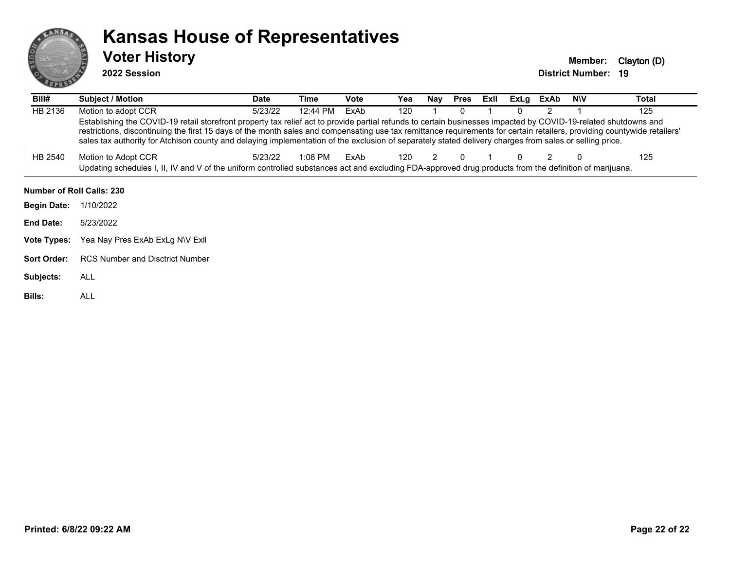# Kansas House of Representatives

## Voter History

**2022 Session**

**Member:** Clayton (D)
**District Number:** 19

| Bill# | Subject / Motion | Date | Time | Vote | Yea | Nay | Pres | ExII | ExLg | ExAb | N\V | Total |
|---|---|---|---|---|---|---|---|---|---|---|---|---|
| HB 2136 | Motion to adopt CCR | 5/23/22 | 12:44 PM | ExAb | 120 | 1 | 0 | 1 | 0 | 2 | 1 | 125 |
| | Establishing the COVID-19 retail storefront property tax relief act to provide partial refunds to certain businesses impacted by COVID-19-related shutdowns and restrictions, discontinuing the first 15 days of the month sales and compensating use tax remittance requirements for certain retailers, providing countywide retailers' sales tax authority for Atchison county and delaying implementation of the exclusion of separately stated delivery charges from sales or selling price. | | | | | | | | | | | |
| HB 2540 | Motion to Adopt CCR | 5/23/22 | 1:08 PM | ExAb | 120 | 2 | 0 | 1 | 0 | 2 | 0 | 125 |
| | Updating schedules I, II, IV and V of the uniform controlled substances act and excluding FDA-approved drug products from the definition of marijuana. | | | | | | | | | | | |

**Number of Roll Calls: 230**

**Begin Date:** 1/10/2022

**End Date:** 5/23/2022

**Vote Types:** Yea Nay Pres ExAb ExLg N\V ExII

**Sort Order:** RCS Number and Disctrict Number

**Subjects:** ALL

**Bills:** ALL

**Printed: 6/8/22 09:22 AM**